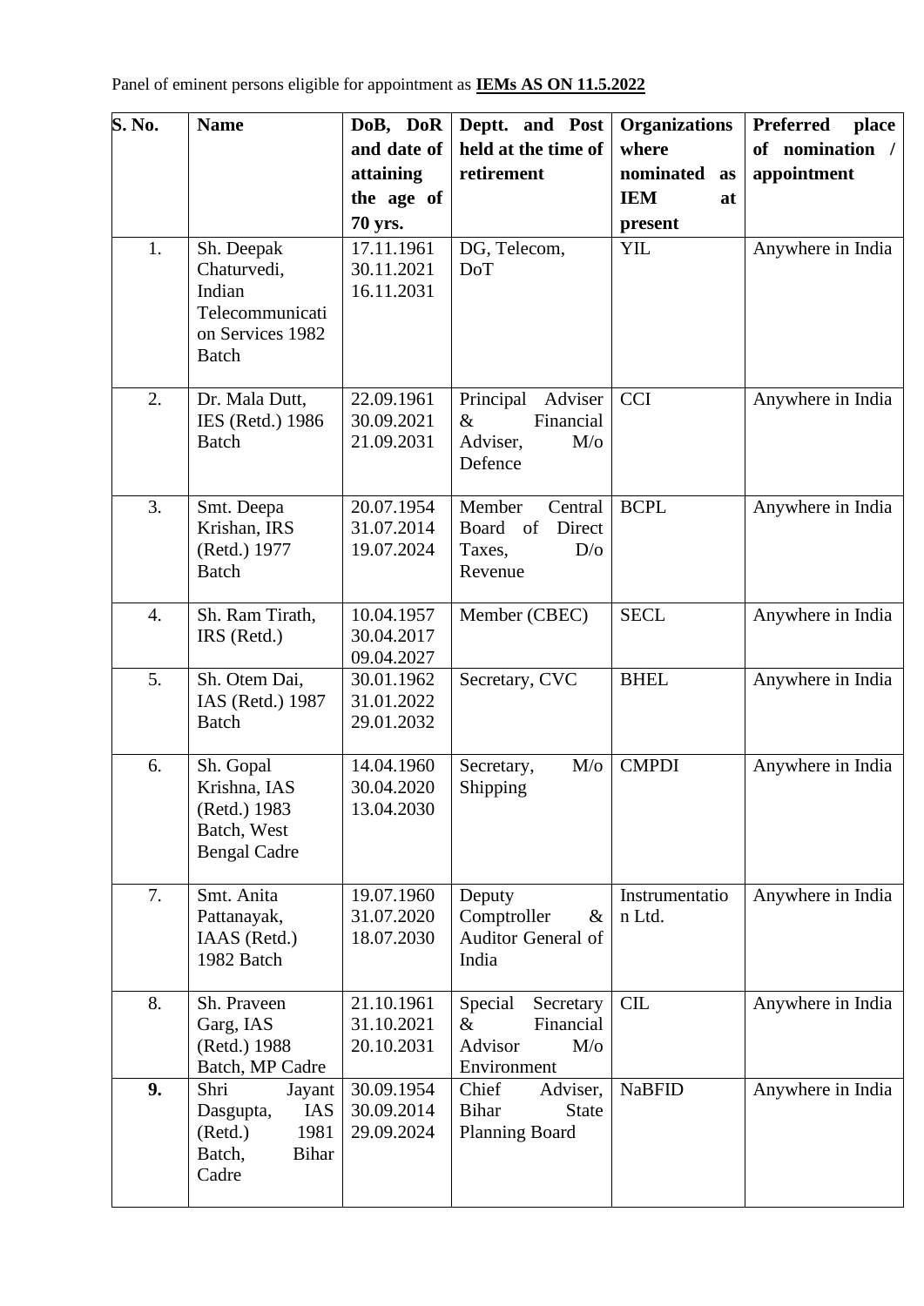Panel of eminent persons eligible for appointment as **IEMs AS ON 11.5.2022**

| S. No. | Name | DoB, DoR and date of attaining the age of 70 yrs. | Deptt. and Post held at the time of retirement | Organizations where nominated as IEM at present | Preferred place of nomination / appointment |
|---|---|---|---|---|---|
| 1. | Sh. Deepak Chaturvedi, Indian Telecommunications Services 1982 Batch | 17.11.1961 30.11.2021 16.11.2031 | DG, Telecom, DoT | YIL | Anywhere in India |
| 2. | Dr. Mala Dutt, IES (Retd.) 1986 Batch | 22.09.1961 30.09.2021 21.09.2031 | Principal Adviser & Financial Adviser, M/o Defence | CCI | Anywhere in India |
| 3. | Smt. Deepa Krishan, IRS (Retd.) 1977 Batch | 20.07.1954 31.07.2014 19.07.2024 | Member Central Board of Direct Taxes, D/o Revenue | BCPL | Anywhere in India |
| 4. | Sh. Ram Tirath, IRS (Retd.) | 10.04.1957 30.04.2017 09.04.2027 | Member (CBEC) | SECL | Anywhere in India |
| 5. | Sh. Otem Dai, IAS (Retd.) 1987 Batch | 30.01.1962 31.01.2022 29.01.2032 | Secretary, CVC | BHEL | Anywhere in India |
| 6. | Sh. Gopal Krishna, IAS (Retd.) 1983 Batch, West Bengal Cadre | 14.04.1960 30.04.2020 13.04.2030 | Secretary, M/o Shipping | CMPDI | Anywhere in India |
| 7. | Smt. Anita Pattanayak, IAAS (Retd.) 1982 Batch | 19.07.1960 31.07.2020 18.07.2030 | Deputy Comptroller & Auditor General of India | Instrumentation Ltd. | Anywhere in India |
| 8. | Sh. Praveen Garg, IAS (Retd.) 1988 Batch, MP Cadre | 21.10.1961 31.10.2021 20.10.2031 | Special Secretary & Financial Advisor M/o Environment | CIL | Anywhere in India |
| **9.** | Shri Jayant Dasgupta, IAS (Retd.) 1981 Batch, Bihar Cadre | 30.09.1954 30.09.2014 29.09.2024 | Chief Adviser, Bihar State Planning Board | NaBFID | Anywhere in India |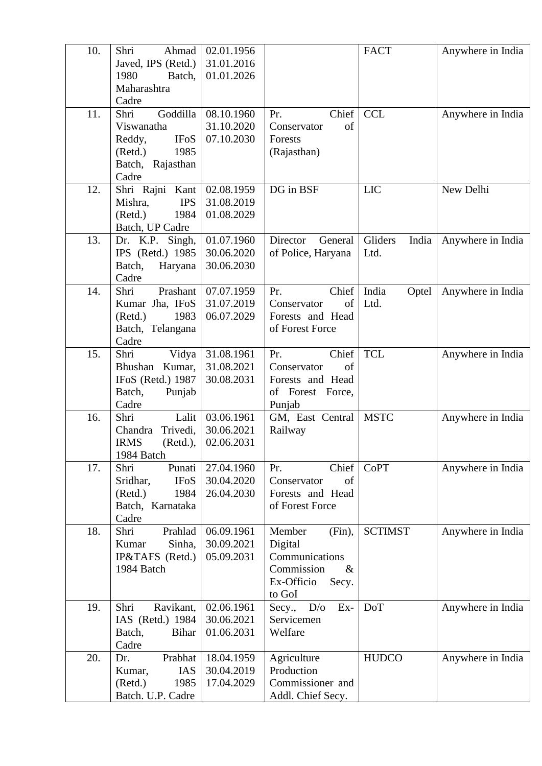| | | | | | |
|---|---|---|---|---|---|
| 10. | Shri Ahmad Javed, IPS (Retd.) 1980 Batch, Maharashtra Cadre | 02.01.1956 31.01.2016 01.01.2026 | | FACT | Anywhere in India |
| 11. | Shri Goddilla Viswanatha Reddy, IFoS (Retd.) 1985 Batch, Rajasthan Cadre | 08.10.1960 31.10.2020 07.10.2030 | Pr. Chief Conservator of Forests (Rajasthan) | CCL | Anywhere in India |
| 12. | Shri Rajni Kant Mishra, IPS (Retd.) 1984 Batch, UP Cadre | 02.08.1959 31.08.2019 01.08.2029 | DG in BSF | LIC | New Delhi |
| 13. | Dr. K.P. Singh, IPS (Retd.) 1985 Batch, Haryana Cadre | 01.07.1960 30.06.2020 30.06.2030 | Director General of Police, Haryana | Gliders India Ltd. | Anywhere in India |
| 14. | Shri Prashant Kumar Jha, IFoS (Retd.) 1983 Batch, Telangana Cadre | 07.07.1959 31.07.2019 06.07.2029 | Pr. Chief Conservator of Forests and Head of Forest Force | India Optel Ltd. | Anywhere in India |
| 15. | Shri Vidya Bhushan Kumar, IFoS (Retd.) 1987 Batch, Punjab Cadre | 31.08.1961 31.08.2021 30.08.2031 | Pr. Chief Conservator of Forests and Head of Forest Force, Punjab | TCL | Anywhere in India |
| 16. | Shri Lalit Chandra Trivedi, IRMS (Retd.), 1984 Batch | 03.06.1961 30.06.2021 02.06.2031 | GM, East Central Railway | MSTC | Anywhere in India |
| 17. | Shri Punati Sridhar, IFoS (Retd.) 1984 Batch, Karnataka Cadre | 27.04.1960 30.04.2020 26.04.2030 | Pr. Chief Conservator of Forests and Head of Forest Force | CoPT | Anywhere in India |
| 18. | Shri Prahlad Kumar Sinha, IP&TAFS (Retd.) 1984 Batch | 06.09.1961 30.09.2021 05.09.2031 | Member (Fin), Digital Communications Commission & Ex-Officio Secy. to GoI | SCTIMST | Anywhere in India |
| 19. | Shri Ravikant, IAS (Retd.) 1984 Batch, Bihar Cadre | 02.06.1961 30.06.2021 01.06.2031 | Secy., D/o Ex-Servicemen Welfare | DoT | Anywhere in India |
| 20. | Dr. Prabhat Kumar, IAS (Retd.) 1985 Batch. U.P. Cadre | 18.04.1959 30.04.2019 17.04.2029 | Agriculture Production Commissioner and Addl. Chief Secy. | HUDCO | Anywhere in India |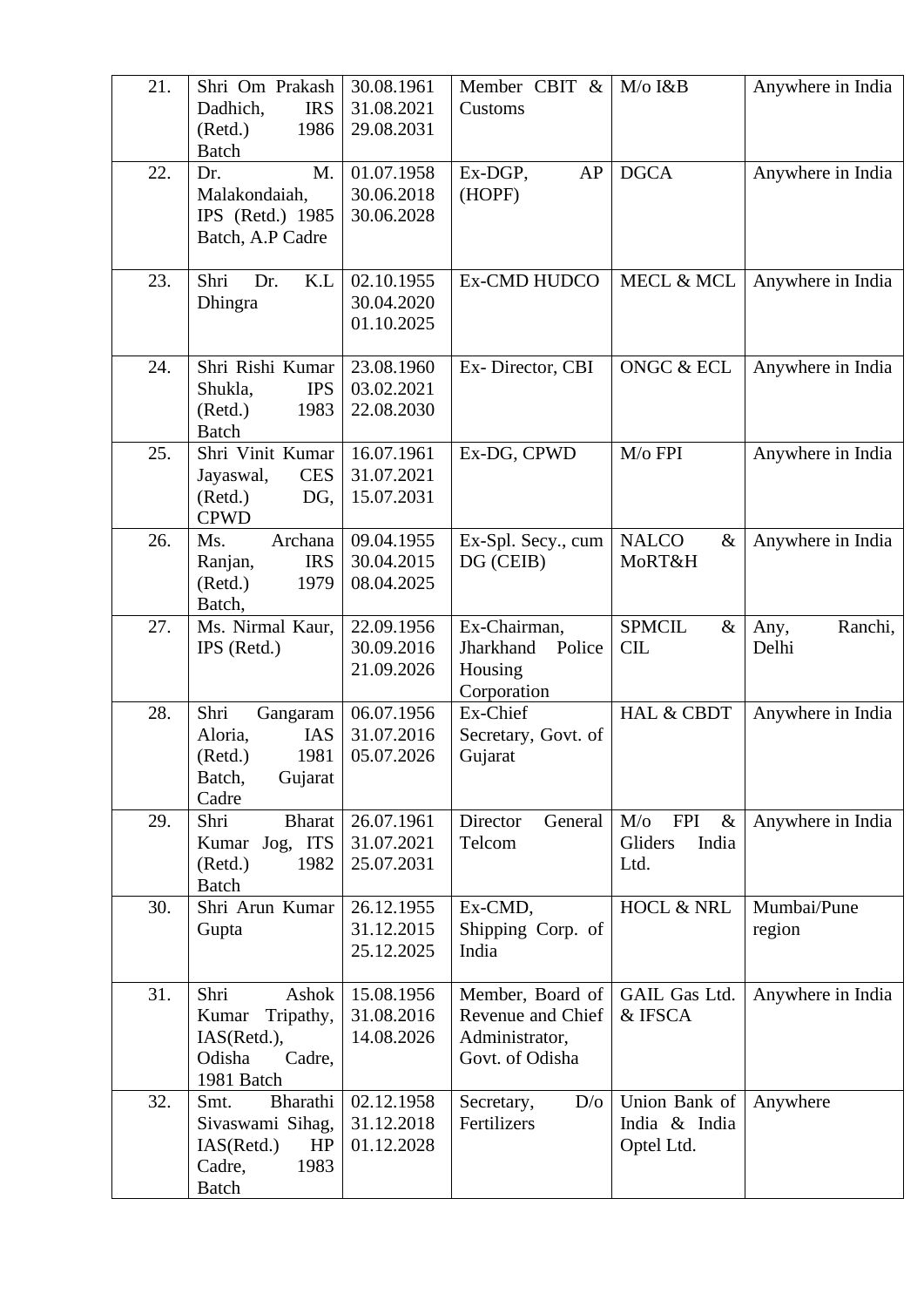| 21. | Shri Om Prakash Dadhich, IRS (Retd.) 1986 Batch | 30.08.1961 31.08.2021 29.08.2031 | Member CBIT & Customs | M/o I&B | Anywhere in India |
|---|---|---|---|---|---|
| 22. | Dr. M. Malakondaiah, IPS (Retd.) 1985 Batch, A.P Cadre | 01.07.1958 30.06.2018 30.06.2028 | Ex-DGP, AP (HOPF) | DGCA | Anywhere in India |
| 23. | Shri Dr. K.L Dhingra | 02.10.1955 30.04.2020 01.10.2025 | Ex-CMD HUDCO | MECL & MCL | Anywhere in India |
| 24. | Shri Rishi Kumar Shukla, IPS (Retd.) 1983 Batch | 23.08.1960 03.02.2021 22.08.2030 | Ex- Director, CBI | ONGC & ECL | Anywhere in India |
| 25. | Shri Vinit Kumar Jayaswal, CES (Retd.) DG, CPWD | 16.07.1961 31.07.2021 15.07.2031 | Ex-DG, CPWD | M/o FPI | Anywhere in India |
| 26. | Ms. Archana Ranjan, IRS (Retd.) 1979 Batch, | 09.04.1955 30.04.2015 08.04.2025 | Ex-Spl. Secy., cum DG (CEIB) | NALCO & MoRT&H | Anywhere in India |
| 27. | Ms. Nirmal Kaur, IPS (Retd.) | 22.09.1956 30.09.2016 21.09.2026 | Ex-Chairman, Jharkhand Police Housing Corporation | SPMCIL & CIL | Any, Ranchi, Delhi |
| 28. | Shri Gangaram Aloria, IAS (Retd.) 1981 Batch, Gujarat Cadre | 06.07.1956 31.07.2016 05.07.2026 | Ex-Chief Secretary, Govt. of Gujarat | HAL & CBDT | Anywhere in India |
| 29. | Shri Bharat Kumar Jog, ITS (Retd.) 1982 Batch | 26.07.1961 31.07.2021 25.07.2031 | Director General Telcom | M/o FPI & Gliders India Ltd. | Anywhere in India |
| 30. | Shri Arun Kumar Gupta | 26.12.1955 31.12.2015 25.12.2025 | Ex-CMD, Shipping Corp. of India | HOCL & NRL | Mumbai/Pune region |
| 31. | Shri Ashok Kumar Tripathy, IAS(Retd.), Odisha Cadre, 1981 Batch | 15.08.1956 31.08.2016 14.08.2026 | Member, Board of Revenue and Chief Administrator, Govt. of Odisha | GAIL Gas Ltd. & IFSCA | Anywhere in India |
| 32. | Smt. Bharathi Sivaswami Sihag, IAS(Retd.) HP Cadre, 1983 Batch | 02.12.1958 31.12.2018 01.12.2028 | Secretary, D/o Fertilizers | Union Bank of India & India Optel Ltd. | Anywhere |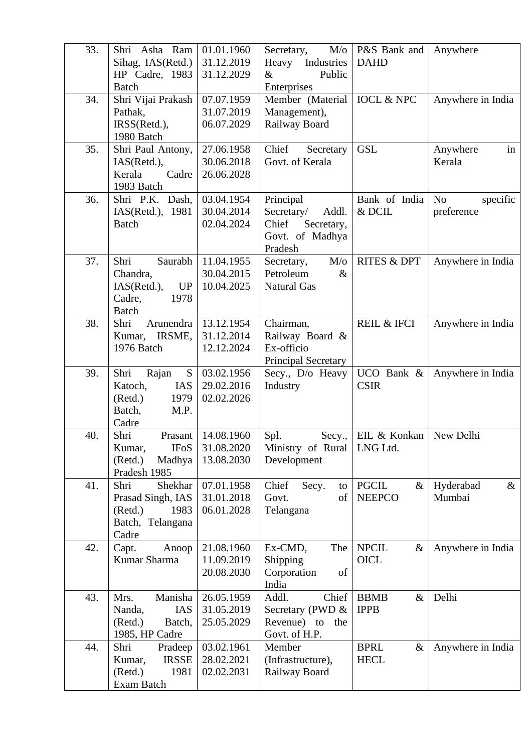| 33. | Shri Asha Ram Sihag, IAS(Retd.) HP Cadre, 1983 Batch | 01.01.1960 31.12.2019 31.12.2029 | Secretary, M/o Heavy Industries & Public Enterprises | P&S Bank and DAHD | Anywhere |
|---|---|---|---|---|---|
| 34. | Shri Vijai Prakash Pathak, IRSS(Retd.), 1980 Batch | 07.07.1959 31.07.2019 06.07.2029 | Member (Material Management), Railway Board | IOCL & NPC | Anywhere in India |
| 35. | Shri Paul Antony, IAS(Retd.), Kerala Cadre 1983 Batch | 27.06.1958 30.06.2018 26.06.2028 | Chief Secretary Govt. of Kerala | GSL | Anywhere in Kerala |
| 36. | Shri P.K. Dash, IAS(Retd.), 1981 Batch | 03.04.1954 30.04.2014 02.04.2024 | Principal Secretary/ Addl. Chief Secretary, Govt. of Madhya Pradesh | Bank of India & DCIL | No specific preference |
| 37. | Shri Saurabh Chandra, IAS(Retd.), UP Cadre, 1978 Batch | 11.04.1955 30.04.2015 10.04.2025 | Secretary, M/o Petroleum & Natural Gas | RITES & DPT | Anywhere in India |
| 38. | Shri Arunendra Kumar, IRSME, 1976 Batch | 13.12.1954 31.12.2014 12.12.2024 | Chairman, Railway Board & Ex-officio Principal Secretary | REIL & IFCI | Anywhere in India |
| 39. | Shri Rajan S Katoch, IAS (Retd.) 1979 Batch, M.P. Cadre | 03.02.1956 29.02.2016 02.02.2026 | Secy., D/o Heavy Industry | UCO Bank & CSIR | Anywhere in India |
| 40. | Shri Prasant Kumar, IFoS (Retd.) Madhya Pradesh 1985 | 14.08.1960 31.08.2020 13.08.2030 | Spl. Secy., Ministry of Rural Development | EIL & Konkan LNG Ltd. | New Delhi |
| 41. | Shri Shekhar Prasad Singh, IAS (Retd.) 1983 Batch, Telangana Cadre | 07.01.1958 31.01.2018 06.01.2028 | Chief Secy. to Govt. of Telangana | PGCIL & NEEPCO | Hyderabad & Mumbai |
| 42. | Capt. Anoop Kumar Sharma | 21.08.1960 11.09.2019 20.08.2030 | Ex-CMD, The Shipping Corporation of India | NPCIL & OICL | Anywhere in India |
| 43. | Mrs. Manisha Nanda, IAS (Retd.) Batch, 1985, HP Cadre | 26.05.1959 31.05.2019 25.05.2029 | Addl. Chief Secretary (PWD & Revenue) to the Govt. of H.P. | BBMB & IPPB | Delhi |
| 44. | Shri Pradeep Kumar, IRSSE (Retd.) 1981 Exam Batch | 03.02.1961 28.02.2021 02.02.2031 | Member (Infrastructure), Railway Board | BPRL & HECL | Anywhere in India |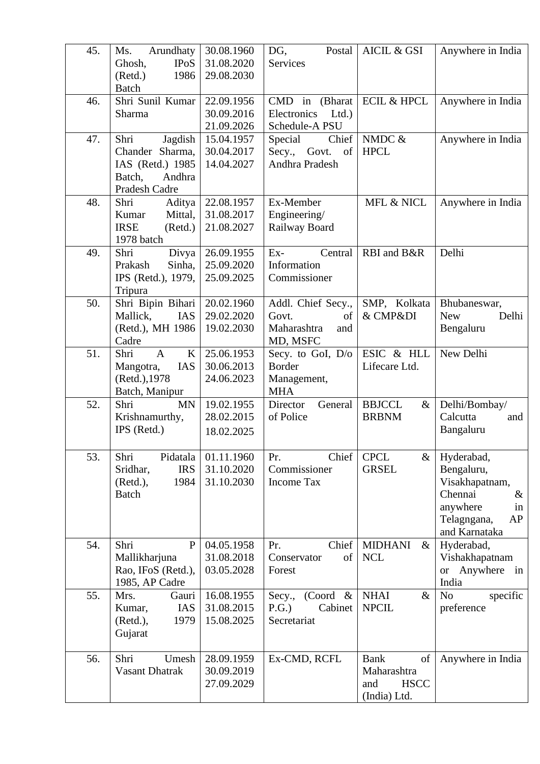| 45. | Ms. Arundhaty Ghosh, IPoS (Retd.) 1986 Batch | 30.08.1960<br>31.08.2020<br>29.08.2030 | DG, Postal Services | AICIL & GSI | Anywhere in India |
|---|---|---|---|---|---|
| 46. | Shri Sunil Kumar Sharma | 22.09.1956<br>30.09.2016<br>21.09.2026 | CMD in (Bharat Electronics Ltd.) Schedule-A PSU | ECIL & HPCL | Anywhere in India |
| 47. | Shri Jagdish Chander Sharma, IAS (Retd.) 1985 Batch, Andhra Pradesh Cadre | 15.04.1957<br>30.04.2017<br>14.04.2027 | Special Chief Secy., Govt. of Andhra Pradesh | NMDC & HPCL | Anywhere in India |
| 48. | Shri Aditya Kumar Mittal, IRSE (Retd.) 1978 batch | 22.08.1957<br>31.08.2017<br>21.08.2027 | Ex-Member Engineering/ Railway Board | MFL & NICL | Anywhere in India |
| 49. | Shri Divya Prakash Sinha, IPS (Retd.), 1979, Tripura | 26.09.1955<br>25.09.2020<br>25.09.2025 | Ex- Central Information Commissioner | RBI and B&R | Delhi |
| 50. | Shri Bipin Bihari Mallick, IAS (Retd.), MH 1986 Cadre | 20.02.1960<br>29.02.2020<br>19.02.2030 | Addl. Chief Secy., Govt. of Maharashtra and MD, MSFC | SMP, Kolkata & CMP&DI | Bhubaneswar, New Delhi Bengaluru |
| 51. | Shri A K Mangotra, IAS (Retd.),1978 Batch, Manipur | 25.06.1953<br>30.06.2013<br>24.06.2023 | Secy. to GoI, D/o Border Management, MHA | ESIC & HLL Lifecare Ltd. | New Delhi |
| 52. | Shri MN Krishnamurthy, IPS (Retd.) | 19.02.1955<br>28.02.2015<br>18.02.2025 | Director General of Police | BBJCCL & BRBNM | Delhi/Bombay/ Calcutta and Bangaluru |
| 53. | Shri Pidatala Sridhar, IRS (Retd.), 1984 Batch | 01.11.1960<br>31.10.2020<br>31.10.2030 | Pr. Chief Commissioner Income Tax | CPCL & GRSEL | Hyderabad, Bengaluru, Visakhapatnam, Chennai & anywhere in Telagngana, AP and Karnataka |
| 54. | Shri P Mallikharjuna Rao, IFoS (Retd.), 1985, AP Cadre | 04.05.1958<br>31.08.2018<br>03.05.2028 | Pr. Chief Conservator of Forest | MIDHANI & NCL | Hyderabad, Vishakhapatnam or Anywhere in India |
| 55. | Mrs. Gauri Kumar, IAS (Retd.), 1979 Gujarat | 16.08.1955<br>31.08.2015<br>15.08.2025 | Secy., (Coord & P.G.) Cabinet Secretariat | NHAI & NPCIL | No specific preference |
| 56. | Shri Umesh Vasant Dhatrak | 28.09.1959<br>30.09.2019<br>27.09.2029 | Ex-CMD, RCFL | Bank of Maharashtra and HSCC (India) Ltd. | Anywhere in India |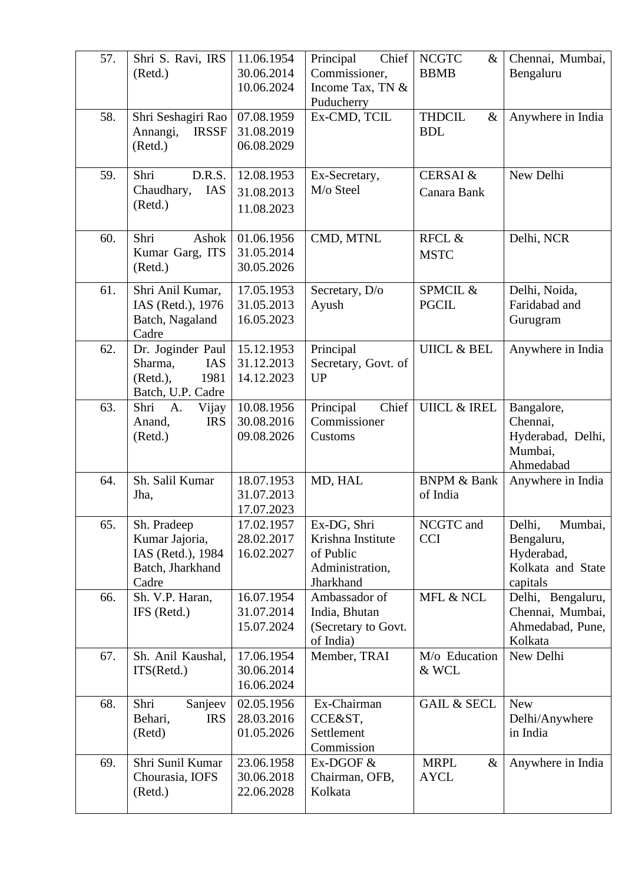| 57. | Shri S. Ravi, IRS (Retd.) | 11.06.1954 30.06.2014 10.06.2024 | Principal Chief Commissioner, Income Tax, TN & Puducherry | NCGTC & BBMB | Chennai, Mumbai, Bengaluru |
|---|---|---|---|---|---|
| 58. | Shri Seshagiri Rao Annangi, IRSSF (Retd.) | 07.08.1959 31.08.2019 06.08.2029 | Ex-CMD, TCIL | THDCIL & BDL | Anywhere in India |
| 59. | Shri D.R.S. Chaudhary, IAS (Retd.) | 12.08.1953 31.08.2013 11.08.2023 | Ex-Secretary, M/o Steel | CERSAI & Canara Bank | New Delhi |
| 60. | Shri Ashok Kumar Garg, ITS (Retd.) | 01.06.1956 31.05.2014 30.05.2026 | CMD, MTNL | RFCL & MSTC | Delhi, NCR |
| 61. | Shri Anil Kumar, IAS (Retd.), 1976 Batch, Nagaland Cadre | 17.05.1953 31.05.2013 16.05.2023 | Secretary, D/o Ayush | SPMCIL & PGCIL | Delhi, Noida, Faridabad and Gurugram |
| 62. | Dr. Joginder Paul Sharma, IAS (Retd.), 1981 Batch, U.P. Cadre | 15.12.1953 31.12.2013 14.12.2023 | Principal Secretary, Govt. of UP | UIICL & BEL | Anywhere in India |
| 63. | Shri A. Vijay Anand, IRS (Retd.) | 10.08.1956 30.08.2016 09.08.2026 | Principal Chief Commissioner Customs | UIICL & IREL | Bangalore, Chennai, Hyderabad, Delhi, Mumbai, Ahmedabad |
| 64. | Sh. Salil Kumar Jha, | 18.07.1953 31.07.2013 17.07.2023 | MD, HAL | BNPM & Bank of India | Anywhere in India |
| 65. | Sh. Pradeep Kumar Jajoria, IAS (Retd.), 1984 Batch, Jharkhand Cadre | 17.02.1957 28.02.2017 16.02.2027 | Ex-DG, Shri Krishna Institute of Public Administration, Jharkhand | NCGTC and CCI | Delhi, Mumbai, Bengaluru, Hyderabad, Kolkata and State capitals |
| 66. | Sh. V.P. Haran, IFS (Retd.) | 16.07.1954 31.07.2014 15.07.2024 | Ambassador of India, Bhutan (Secretary to Govt. of India) | MFL & NCL | Delhi, Bengaluru, Chennai, Mumbai, Ahmedabad, Pune, Kolkata |
| 67. | Sh. Anil Kaushal, ITS(Retd.) | 17.06.1954 30.06.2014 16.06.2024 | Member, TRAI | M/o Education & WCL | New Delhi |
| 68. | Shri Sanjeev Behari, IRS (Retd) | 02.05.1956 28.03.2016 01.05.2026 | Ex-Chairman CCE&ST, Settlement Commission | GAIL & SECL | New Delhi/Anywhere in India |
| 69. | Shri Sunil Kumar Chourasia, IOFS (Retd.) | 23.06.1958 30.06.2018 22.06.2028 | Ex-DGOF & Chairman, OFB, Kolkata | MRPL & AYCL | Anywhere in India |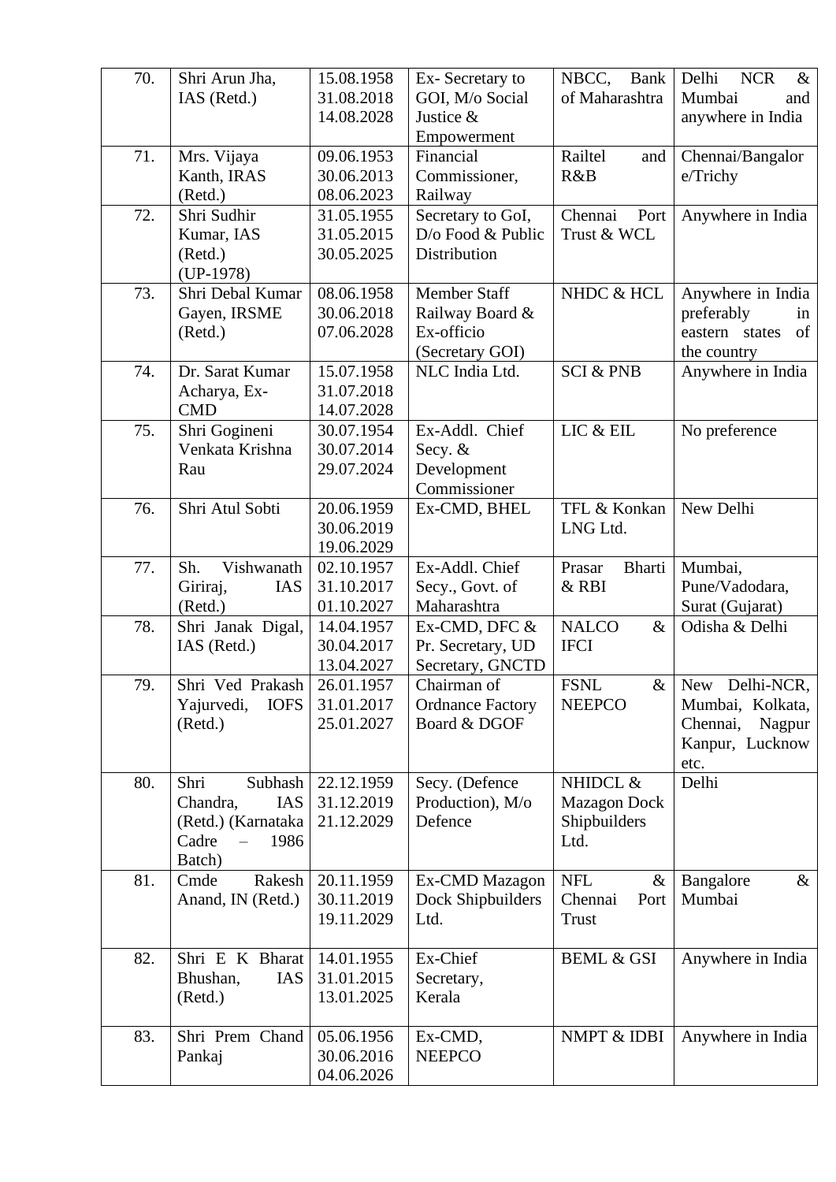| 70. | Shri Arun Jha, IAS (Retd.) | 15.08.1958 31.08.2018 14.08.2028 | Ex- Secretary to GOI, M/o Social Justice & Empowerment | NBCC, Bank of Maharashtra | Delhi NCR & Mumbai and anywhere in India |
|---|---|---|---|---|---|
| 71. | Mrs. Vijaya Kanth, IRAS (Retd.) | 09.06.1953 30.06.2013 08.06.2023 | Financial Commissioner, Railway | Railtel and R&B | Chennai/Bangalore/Trichy |
| 72. | Shri Sudhir Kumar, IAS (Retd.) (UP-1978) | 31.05.1955 31.05.2015 30.05.2025 | Secretary to GoI, D/o Food & Public Distribution | Chennai Port Trust & WCL | Anywhere in India |
| 73. | Shri Debal Kumar Gayen, IRSME (Retd.) | 08.06.1958 30.06.2018 07.06.2028 | Member Staff Railway Board & Ex-officio (Secretary GOI) | NHDC & HCL | Anywhere in India preferably in eastern states of the country |
| 74. | Dr. Sarat Kumar Acharya, Ex-CMD | 15.07.1958 31.07.2018 14.07.2028 | NLC India Ltd. | SCI & PNB | Anywhere in India |
| 75. | Shri Gogineni Venkata Krishna Rau | 30.07.1954 30.07.2014 29.07.2024 | Ex-Addl. Chief Secy. & Development Commissioner | LIC & EIL | No preference |
| 76. | Shri Atul Sobti | 20.06.1959 30.06.2019 19.06.2029 | Ex-CMD, BHEL | TFL & Konkan LNG Ltd. | New Delhi |
| 77. | Sh. Vishwanath Giriraj, IAS (Retd.) | 02.10.1957 31.10.2017 01.10.2027 | Ex-Addl. Chief Secy., Govt. of Maharashtra | Prasar Bharti & RBI | Mumbai, Pune/Vadodara, Surat (Gujarat) |
| 78. | Shri Janak Digal, IAS (Retd.) | 14.04.1957 30.04.2017 13.04.2027 | Ex-CMD, DFC & Pr. Secretary, UD Secretary, GNCTD | NALCO & IFCI | Odisha & Delhi |
| 79. | Shri Ved Prakash Yajurvedi, IOFS (Retd.) | 26.01.1957 31.01.2017 25.01.2027 | Chairman of Ordnance Factory Board & DGOF | FSNL & NEEPCO | New Delhi-NCR, Mumbai, Kolkata, Chennai, Nagpur Kanpur, Lucknow etc. |
| 80. | Shri Subhash Chandra, IAS (Retd.) (Karnataka Cadre – 1986 Batch) | 22.12.1959 31.12.2019 21.12.2029 | Secy. (Defence Production), M/o Defence | NHIDCL & Mazagon Dock Shipbuilders Ltd. | Delhi |
| 81. | Cmde Rakesh Anand, IN (Retd.) | 20.11.1959 30.11.2019 19.11.2029 | Ex-CMD Mazagon Dock Shipbuilders Ltd. | NFL & Chennai Port Trust | Bangalore & Mumbai |
| 82. | Shri E K Bharat Bhushan, IAS (Retd.) | 14.01.1955 31.01.2015 13.01.2025 | Ex-Chief Secretary, Kerala | BEML & GSI | Anywhere in India |
| 83. | Shri Prem Chand Pankaj | 05.06.1956 30.06.2016 04.06.2026 | Ex-CMD, NEEPCO | NMPT & IDBI | Anywhere in India |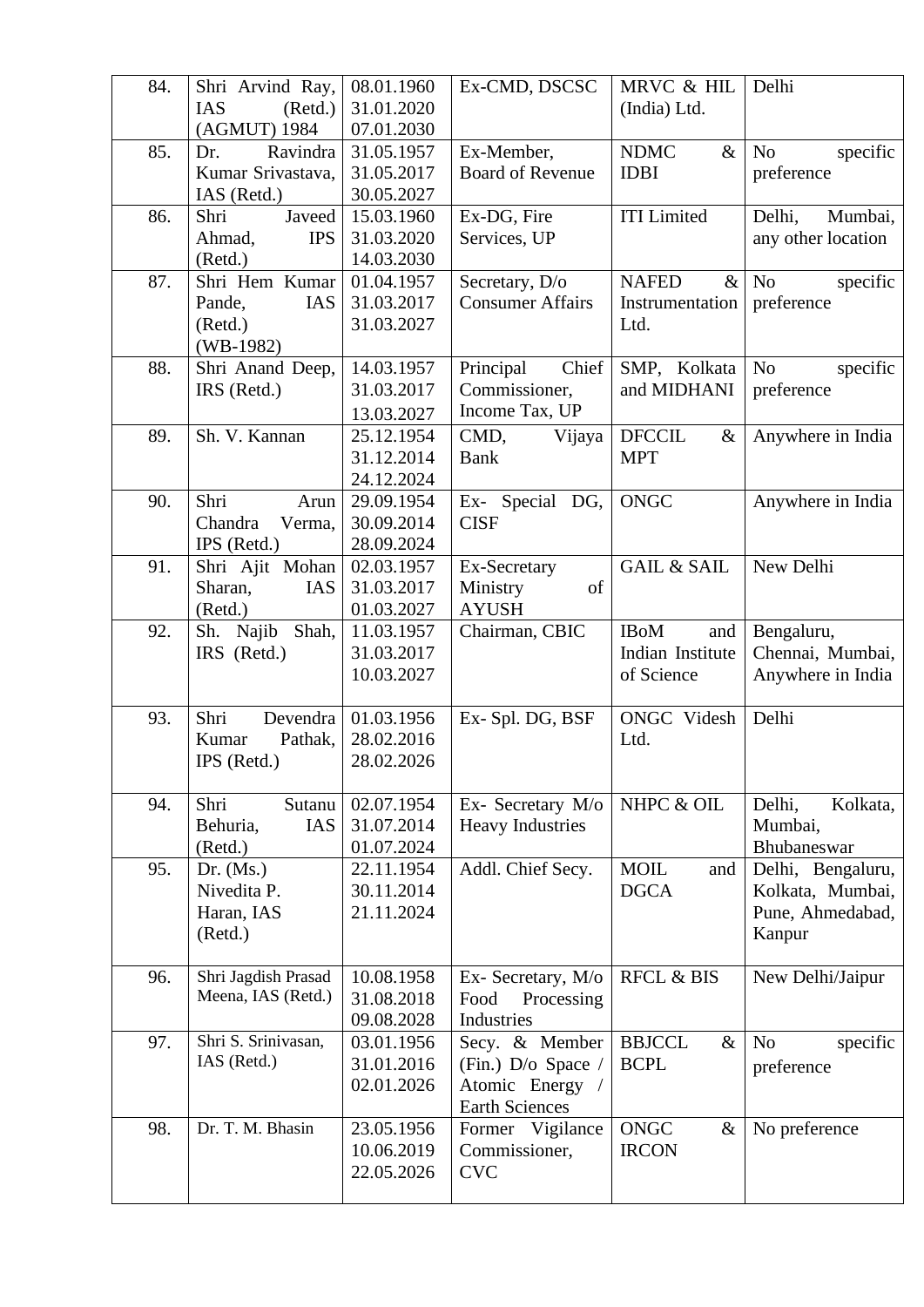| 84. | Shri Arvind Ray, IAS (Retd.) (AGMUT) 1984 | 08.01.1960 31.01.2020 07.01.2030 | Ex-CMD, DSCSC | MRVC & HIL (India) Ltd. | Delhi |
|---|---|---|---|---|---|
| 85. | Dr. Ravindra Kumar Srivastava, IAS (Retd.) | 31.05.1957 31.05.2017 30.05.2027 | Ex-Member, Board of Revenue | NDMC & IDBI | No specific preference |
| 86. | Shri Javeed Ahmad, IPS (Retd.) | 15.03.1960 31.03.2020 14.03.2030 | Ex-DG, Fire Services, UP | ITI Limited | Delhi, Mumbai, any other location |
| 87. | Shri Hem Kumar Pande, IAS (Retd.) (WB-1982) | 01.04.1957 31.03.2017 31.03.2027 | Secretary, D/o Consumer Affairs | NAFED & Instrumentation Ltd. | No specific preference |
| 88. | Shri Anand Deep, IRS (Retd.) | 14.03.1957 31.03.2017 13.03.2027 | Principal Chief Commissioner, Income Tax, UP | SMP, Kolkata and MIDHANI | No specific preference |
| 89. | Sh. V. Kannan | 25.12.1954 31.12.2014 24.12.2024 | CMD, Vijaya Bank | DFCCIL & MPT | Anywhere in India |
| 90. | Shri Arun Chandra Verma, IPS (Retd.) | 29.09.1954 30.09.2014 28.09.2024 | Ex- Special DG, CISF | ONGC | Anywhere in India |
| 91. | Shri Ajit Mohan Sharan, IAS (Retd.) | 02.03.1957 31.03.2017 01.03.2027 | Ex-Secretary Ministry of AYUSH | GAIL & SAIL | New Delhi |
| 92. | Sh. Najib Shah, IRS (Retd.) | 11.03.1957 31.03.2017 10.03.2027 | Chairman, CBIC | IBoM and Indian Institute of Science | Bengaluru, Chennai, Mumbai, Anywhere in India |
| 93. | Shri Devendra Kumar Pathak, IPS (Retd.) | 01.03.1956 28.02.2016 28.02.2026 | Ex- Spl. DG, BSF | ONGC Videsh Ltd. | Delhi |
| 94. | Shri Sutanu Behuria, IAS (Retd.) | 02.07.1954 31.07.2014 01.07.2024 | Ex- Secretary M/o Heavy Industries | NHPC & OIL | Delhi, Kolkata, Mumbai, Bhubaneswar |
| 95. | Dr. (Ms.) Nivedita P. Haran, IAS (Retd.) | 22.11.1954 30.11.2014 21.11.2024 | Addl. Chief Secy. | MOIL and DGCA | Delhi, Bengaluru, Kolkata, Mumbai, Pune, Ahmedabad, Kanpur |
| 96. | Shri Jagdish Prasad Meena, IAS (Retd.) | 10.08.1958 31.08.2018 09.08.2028 | Ex- Secretary, M/o Food Processing Industries | RFCL & BIS | New Delhi/Jaipur |
| 97. | Shri S. Srinivasan, IAS (Retd.) | 03.01.1956 31.01.2016 02.01.2026 | Secy. & Member (Fin.) D/o Space / Atomic Energy / Earth Sciences | BBJCCL & BCPL | No specific preference |
| 98. | Dr. T. M. Bhasin | 23.05.1956 10.06.2019 22.05.2026 | Former Vigilance Commissioner, CVC | ONGC & IRCON | No preference |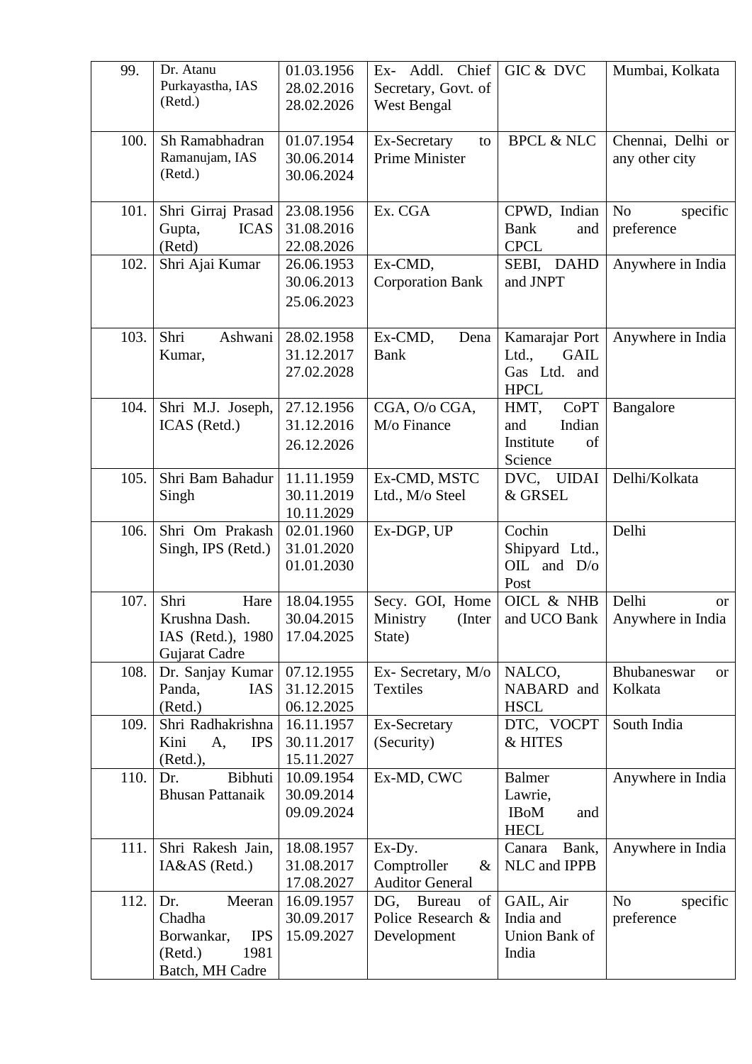| 99. | Dr. Atanu Purkayastha, IAS (Retd.) | 01.03.1956 28.02.2016 28.02.2026 | Ex- Addl. Chief Secretary, Govt. of West Bengal | GIC & DVC | Mumbai, Kolkata |
|---|---|---|---|---|---|
| 100. | Sh Ramabhadran Ramanujam, IAS (Retd.) | 01.07.1954 30.06.2014 30.06.2024 | Ex-Secretary to Prime Minister | BPCL & NLC | Chennai, Delhi or any other city |
| 101. | Shri Girraj Prasad Gupta, ICAS (Retd) | 23.08.1956 31.08.2016 22.08.2026 | Ex. CGA | CPWD, Indian Bank and CPCL | No specific preference |
| 102. | Shri Ajai Kumar | 26.06.1953 30.06.2013 25.06.2023 | Ex-CMD, Corporation Bank | SEBI, DAHD and JNPT | Anywhere in India |
| 103. | Shri Ashwani Kumar, | 28.02.1958 31.12.2017 27.02.2028 | Ex-CMD, Dena Bank | Kamarajar Port Ltd., GAIL Gas Ltd. and HPCL | Anywhere in India |
| 104. | Shri M.J. Joseph, ICAS (Retd.) | 27.12.1956 31.12.2016 26.12.2026 | CGA, O/o CGA, M/o Finance | HMT, CoPT and Indian Institute of Science | Bangalore |
| 105. | Shri Bam Bahadur Singh | 11.11.1959 30.11.2019 10.11.2029 | Ex-CMD, MSTC Ltd., M/o Steel | DVC, UIDAI & GRSEL | Delhi/Kolkata |
| 106. | Shri Om Prakash Singh, IPS (Retd.) | 02.01.1960 31.01.2020 01.01.2030 | Ex-DGP, UP | Cochin Shipyard Ltd., OIL and D/o Post | Delhi |
| 107. | Shri Hare Krushna Dash. IAS (Retd.), 1980 Gujarat Cadre | 18.04.1955 30.04.2015 17.04.2025 | Secy. GOI, Home Ministry (Inter State) | OICL & NHB and UCO Bank | Delhi or Anywhere in India |
| 108. | Dr. Sanjay Kumar Panda, IAS (Retd.) | 07.12.1955 31.12.2015 06.12.2025 | Ex- Secretary, M/o Textiles | NALCO, NABARD and HSCL | Bhubaneswar or Kolkata |
| 109. | Shri Radhakrishna Kini A, IPS (Retd.), | 16.11.1957 30.11.2017 15.11.2027 | Ex-Secretary (Security) | DTC, VOCPT & HITES | South India |
| 110. | Dr. Bibhuti Bhusan Pattanaik | 10.09.1954 30.09.2014 09.09.2024 | Ex-MD, CWC | Balmer Lawrie, IBoM and HECL | Anywhere in India |
| 111. | Shri Rakesh Jain, IA&AS (Retd.) | 18.08.1957 31.08.2017 17.08.2027 | Ex-Dy. Comptroller & Auditor General | Canara Bank, NLC and IPPB | Anywhere in India |
| 112. | Dr. Meeran Chadha Borwankar, IPS (Retd.) 1981 Batch, MH Cadre | 16.09.1957 30.09.2017 15.09.2027 | DG, Bureau of Police Research & Development | GAIL, Air India and Union Bank of India | No specific preference |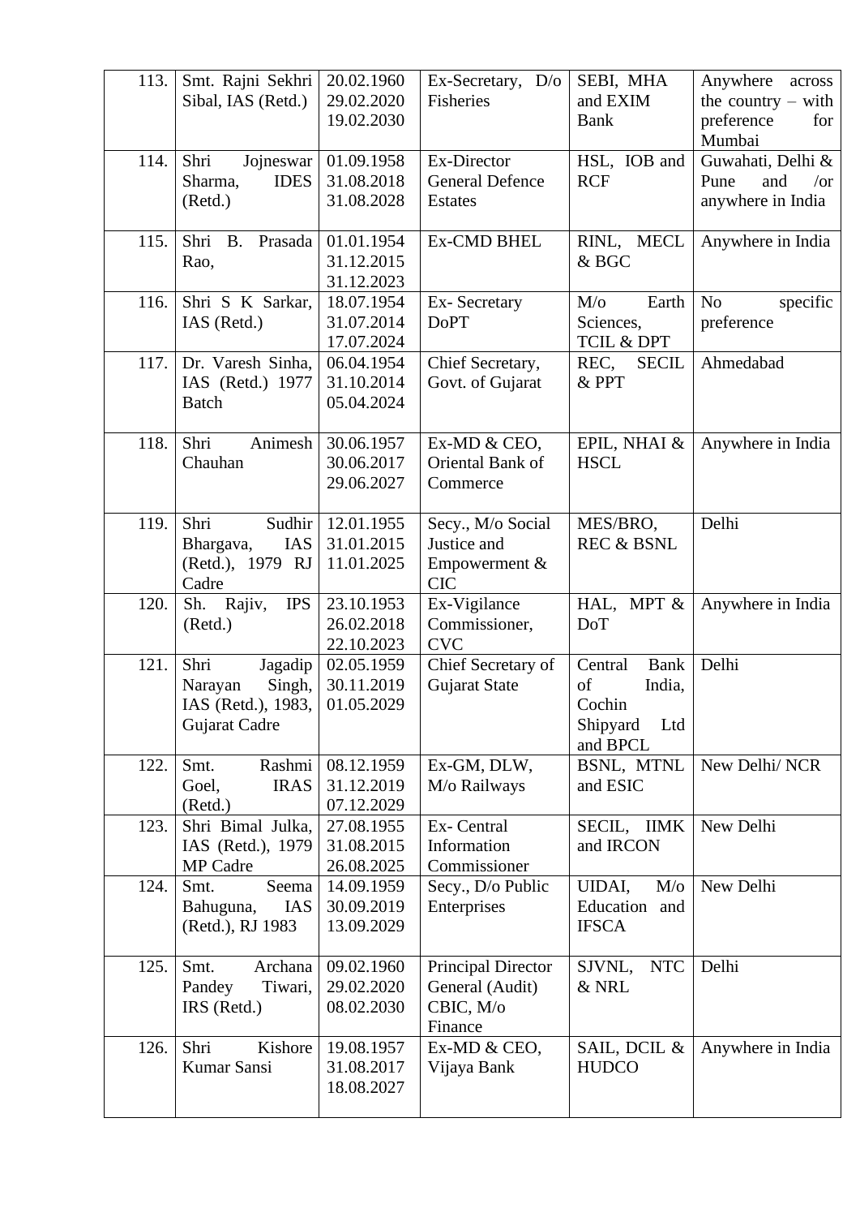| 113. | Smt. Rajni Sekhri Sibal, IAS (Retd.) | 20.02.1960 29.02.2020 19.02.2030 | Ex-Secretary, D/o Fisheries | SEBI, MHA and EXIM Bank | Anywhere across the country – with preference for Mumbai |
|---|---|---|---|---|---|
| 114. | Shri Jojneswar Sharma, IDES (Retd.) | 01.09.1958 31.08.2018 31.08.2028 | Ex-Director General Defence Estates | HSL, IOB and RCF | Guwahati, Delhi & Pune and /or anywhere in India |
| 115. | Shri B. Prasada Rao, | 01.01.1954 31.12.2015 31.12.2023 | Ex-CMD BHEL | RINL, MECL & BGC | Anywhere in India |
| 116. | Shri S K Sarkar, IAS (Retd.) | 18.07.1954 31.07.2014 17.07.2024 | Ex- Secretary DoPT | M/o Earth Sciences, TCIL & DPT | No specific preference |
| 117. | Dr. Varesh Sinha, IAS (Retd.) 1977 Batch | 06.04.1954 31.10.2014 05.04.2024 | Chief Secretary, Govt. of Gujarat | REC, SECIL & PPT | Ahmedabad |
| 118. | Shri Animesh Chauhan | 30.06.1957 30.06.2017 29.06.2027 | Ex-MD & CEO, Oriental Bank of Commerce | EPIL, NHAI & HSCL | Anywhere in India |
| 119. | Shri Sudhir Bhargava, IAS (Retd.), 1979 RJ Cadre | 12.01.1955 31.01.2015 11.01.2025 | Secy., M/o Social Justice and Empowerment & CIC | MES/BRO, REC & BSNL | Delhi |
| 120. | Sh. Rajiv, IPS (Retd.) | 23.10.1953 26.02.2018 22.10.2023 | Ex-Vigilance Commissioner, CVC | HAL, MPT & DoT | Anywhere in India |
| 121. | Shri Jagadip Narayan Singh, IAS (Retd.), 1983, Gujarat Cadre | 02.05.1959 30.11.2019 01.05.2029 | Chief Secretary of Gujarat State | Central Bank of India, Cochin Shipyard Ltd and BPCL | Delhi |
| 122. | Smt. Rashmi Goel, IRAS (Retd.) | 08.12.1959 31.12.2019 07.12.2029 | Ex-GM, DLW, M/o Railways | BSNL, MTNL and ESIC | New Delhi/ NCR |
| 123. | Shri Bimal Julka, IAS (Retd.), 1979 MP Cadre | 27.08.1955 31.08.2015 26.08.2025 | Ex- Central Information Commissioner | SECIL, IIMK and IRCON | New Delhi |
| 124. | Smt. Seema Bahuguna, IAS (Retd.), RJ 1983 | 14.09.1959 30.09.2019 13.09.2029 | Secy., D/o Public Enterprises | UIDAI, M/o Education and IFSCA | New Delhi |
| 125. | Smt. Archana Pandey Tiwari, IRS (Retd.) | 09.02.1960 29.02.2020 08.02.2030 | Principal Director General (Audit) CBIC, M/o Finance | SJVNL, NTC & NRL | Delhi |
| 126. | Shri Kishore Kumar Sansi | 19.08.1957 31.08.2017 18.08.2027 | Ex-MD & CEO, Vijaya Bank | SAIL, DCIL & HUDCO | Anywhere in India |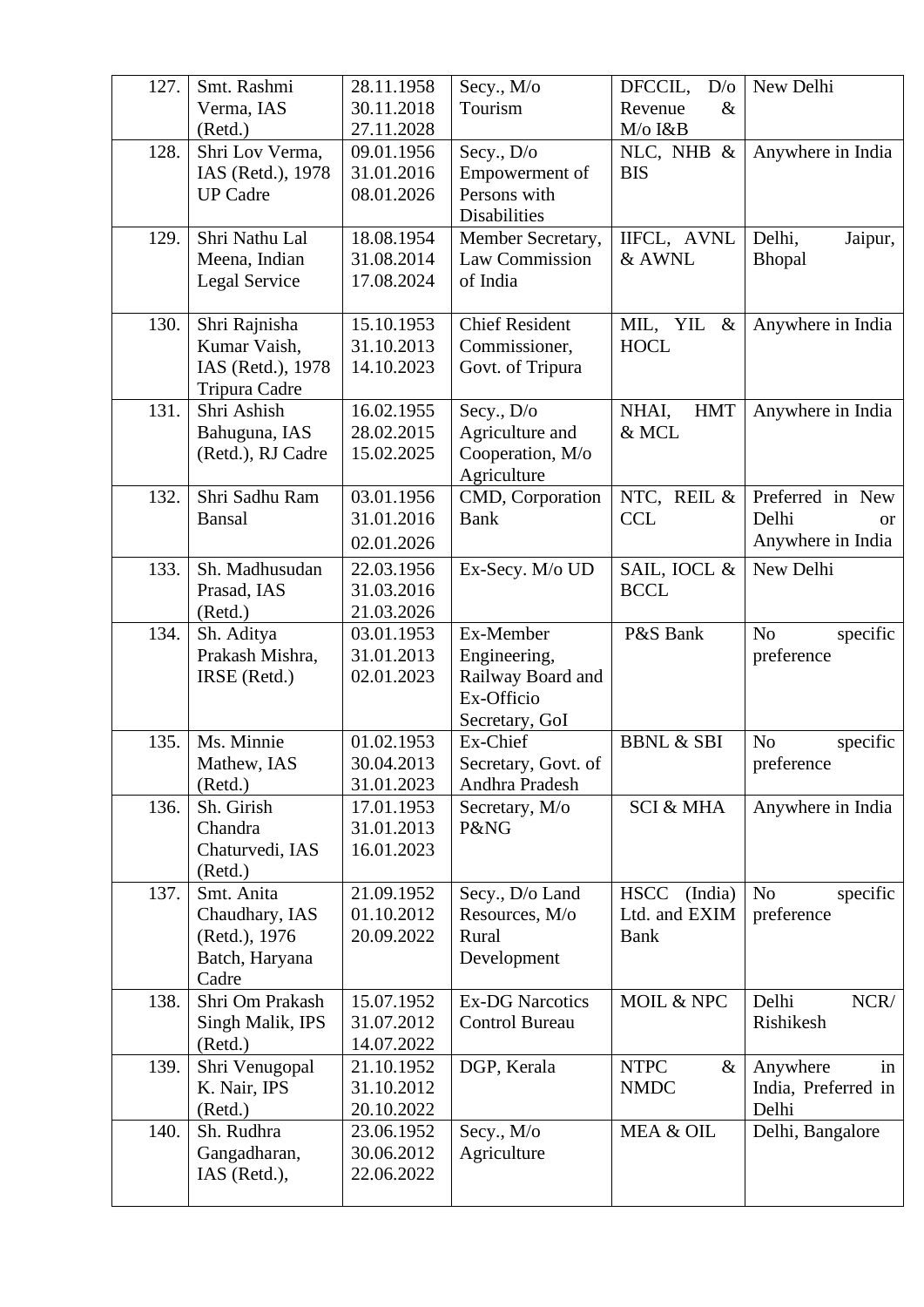| 127. | Smt. Rashmi Verma, IAS (Retd.) | 28.11.1958 30.11.2018 27.11.2028 | Secy., M/o Tourism | DFCCIL, D/o Revenue & M/o I&B | New Delhi |
|---|---|---|---|---|---|
| 128. | Shri Lov Verma, IAS (Retd.), 1978 UP Cadre | 09.01.1956 31.01.2016 08.01.2026 | Secy., D/o Empowerment of Persons with Disabilities | NLC, NHB & BIS | Anywhere in India |
| 129. | Shri Nathu Lal Meena, Indian Legal Service | 18.08.1954 31.08.2014 17.08.2024 | Member Secretary, Law Commission of India | IIFCL, AVNL & AWNL | Delhi, Jaipur, Bhopal |
| 130. | Shri Rajnisha Kumar Vaish, IAS (Retd.), 1978 Tripura Cadre | 15.10.1953 31.10.2013 14.10.2023 | Chief Resident Commissioner, Govt. of Tripura | MIL, YIL & HOCL | Anywhere in India |
| 131. | Shri Ashish Bahuguna, IAS (Retd.), RJ Cadre | 16.02.1955 28.02.2015 15.02.2025 | Secy., D/o Agriculture and Cooperation, M/o Agriculture | NHAI, HMT & MCL | Anywhere in India |
| 132. | Shri Sadhu Ram Bansal | 03.01.1956 31.01.2016 02.01.2026 | CMD, Corporation Bank | NTC, REIL & CCL | Preferred in New Delhi or Anywhere in India |
| 133. | Sh. Madhusudan Prasad, IAS (Retd.) | 22.03.1956 31.03.2016 21.03.2026 | Ex-Secy. M/o UD | SAIL, IOCL & BCCL | New Delhi |
| 134. | Sh. Aditya Prakash Mishra, IRSE (Retd.) | 03.01.1953 31.01.2013 02.01.2023 | Ex-Member Engineering, Railway Board and Ex-Officio Secretary, GoI | P&S Bank | No specific preference |
| 135. | Ms. Minnie Mathew, IAS (Retd.) | 01.02.1953 30.04.2013 31.01.2023 | Ex-Chief Secretary, Govt. of Andhra Pradesh | BBNL & SBI | No specific preference |
| 136. | Sh. Girish Chandra Chaturvedi, IAS (Retd.) | 17.01.1953 31.01.2013 16.01.2023 | Secretary, M/o P&NG | SCI & MHA | Anywhere in India |
| 137. | Smt. Anita Chaudhary, IAS (Retd.), 1976 Batch, Haryana Cadre | 21.09.1952 01.10.2012 20.09.2022 | Secy., D/o Land Resources, M/o Rural Development | HSCC (India) Ltd. and EXIM Bank | No specific preference |
| 138. | Shri Om Prakash Singh Malik, IPS (Retd.) | 15.07.1952 31.07.2012 14.07.2022 | Ex-DG Narcotics Control Bureau | MOIL & NPC | Delhi NCR/ Rishikesh |
| 139. | Shri Venugopal K. Nair, IPS (Retd.) | 21.10.1952 31.10.2012 20.10.2022 | DGP, Kerala | NTPC & NMDC | Anywhere in India, Preferred in Delhi |
| 140. | Sh. Rudhra Gangadharan, IAS (Retd.), | 23.06.1952 30.06.2012 22.06.2022 | Secy., M/o Agriculture | MEA & OIL | Delhi, Bangalore |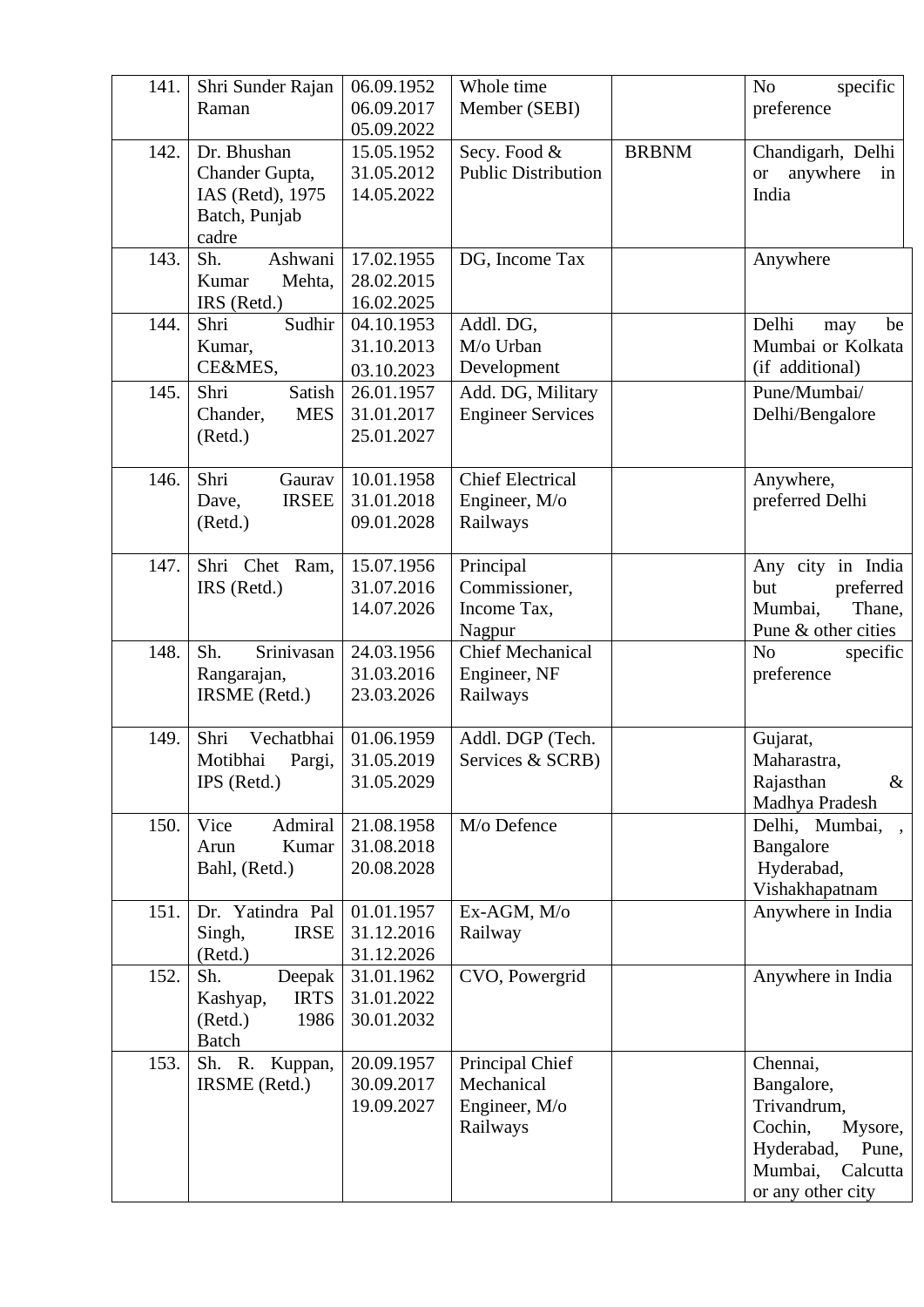| | | | | | |
|---|---|---|---|---|---|
| 141. | Shri Sunder Rajan Raman | 06.09.1952 06.09.2017 05.09.2022 | Whole time Member (SEBI) | | No specific preference |
| 142. | Dr. Bhushan Chander Gupta, IAS (Retd), 1975 Batch, Punjab cadre | 15.05.1952 31.05.2012 14.05.2022 | Secy. Food & Public Distribution | BRBNM | Chandigarh, Delhi or anywhere in India |
| 143. | Sh. Ashwani Kumar Mehta, IRS (Retd.) | 17.02.1955 28.02.2015 16.02.2025 | DG, Income Tax | | Anywhere |
| 144. | Shri Sudhir Kumar, CE&MES, | 04.10.1953 31.10.2013 03.10.2023 | Addl. DG, M/o Urban Development | | Delhi may be Mumbai or Kolkata (if additional) |
| 145. | Shri Satish Chander, MES (Retd.) | 26.01.1957 31.01.2017 25.01.2027 | Add. DG, Military Engineer Services | | Pune/Mumbai/ Delhi/Bengalore |
| 146. | Shri Gaurav Dave, IRSEE (Retd.) | 10.01.1958 31.01.2018 09.01.2028 | Chief Electrical Engineer, M/o Railways | | Anywhere, preferred Delhi |
| 147. | Shri Chet Ram, IRS (Retd.) | 15.07.1956 31.07.2016 14.07.2026 | Principal Commissioner, Income Tax, Nagpur | | Any city in India but preferred Mumbai, Thane, Pune & other cities |
| 148. | Sh. Srinivasan Rangarajan, IRSME (Retd.) | 24.03.1956 31.03.2016 23.03.2026 | Chief Mechanical Engineer, NF Railways | | No specific preference |
| 149. | Shri Vechatbhai Motibhai Pargi, IPS (Retd.) | 01.06.1959 31.05.2019 31.05.2029 | Addl. DGP (Tech. Services & SCRB) | | Gujarat, Maharastra, Rajasthan & Madhya Pradesh |
| 150. | Vice Admiral Arun Kumar Bahl, (Retd.) | 21.08.1958 31.08.2018 20.08.2028 | M/o Defence | | Delhi, Mumbai, , Bangalore Hyderabad, Vishakhapatnam |
| 151. | Dr. Yatindra Pal Singh, IRSE (Retd.) | 01.01.1957 31.12.2016 31.12.2026 | Ex-AGM, M/o Railway | | Anywhere in India |
| 152. | Sh. Deepak Kashyap, IRTS (Retd.) 1986 Batch | 31.01.1962 31.01.2022 30.01.2032 | CVO, Powergrid | | Anywhere in India |
| 153. | Sh. R. Kuppan, IRSME (Retd.) | 20.09.1957 30.09.2017 19.09.2027 | Principal Chief Mechanical Engineer, M/o Railways | | Chennai, Bangalore, Trivandrum, Cochin, Mysore, Hyderabad, Pune, Mumbai, Calcutta or any other city |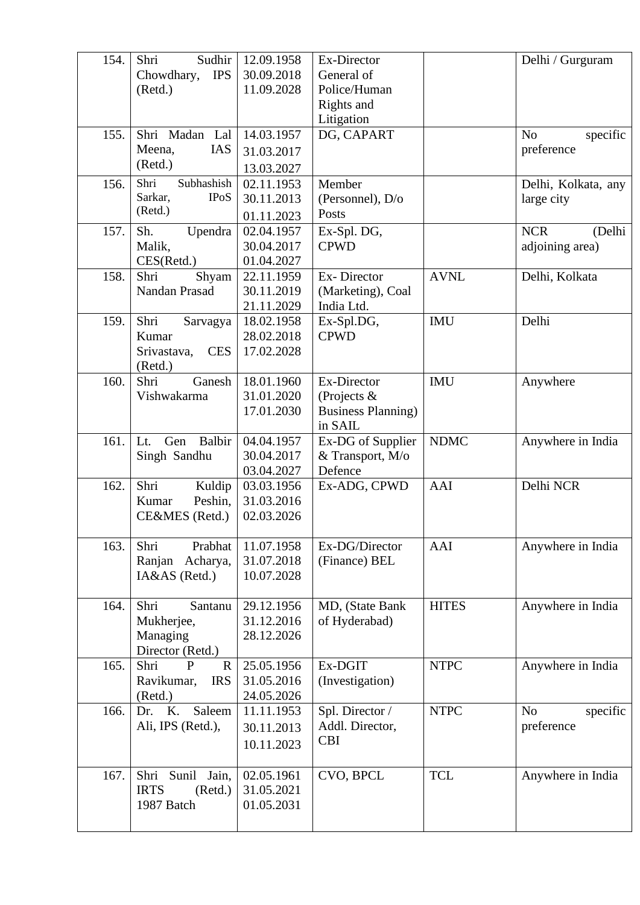| 154. | Shri Sudhir Chowdhary, IPS (Retd.) | 12.09.1958<br>30.09.2018<br>11.09.2028 | Ex-Director General of Police/Human Rights and Litigation | | Delhi / Gurguram |
|---|---|---|---|---|---|
| 155. | Shri Madan Lal Meena, IAS (Retd.) | 14.03.1957<br>31.03.2017<br>13.03.2027 | DG, CAPART | | No specific preference |
| 156. | Shri Subhashish Sarkar, IPoS (Retd.) | 02.11.1953<br>30.11.2013<br>01.11.2023 | Member (Personnel), D/o Posts | | Delhi, Kolkata, any large city |
| 157. | Sh. Upendra Malik, CES(Retd.) | 02.04.1957<br>30.04.2017<br>01.04.2027 | Ex-Spl. DG, CPWD | | NCR (Delhi adjoining area) |
| 158. | Shri Shyam Nandan Prasad | 22.11.1959<br>30.11.2019<br>21.11.2029 | Ex- Director (Marketing), Coal India Ltd. | AVNL | Delhi, Kolkata |
| 159. | Shri Sarvagya Kumar Srivastava, CES (Retd.) | 18.02.1958<br>28.02.2018<br>17.02.2028 | Ex-Spl.DG, CPWD | IMU | Delhi |
| 160. | Shri Ganesh Vishwakarma | 18.01.1960<br>31.01.2020<br>17.01.2030 | Ex-Director (Projects & Business Planning) in SAIL | IMU | Anywhere |
| 161. | Lt. Gen Balbir Singh Sandhu | 04.04.1957<br>30.04.2017<br>03.04.2027 | Ex-DG of Supplier & Transport, M/o Defence | NDMC | Anywhere in India |
| 162. | Shri Kuldip Kumar Peshin, CE&MES (Retd.) | 03.03.1956<br>31.03.2016<br>02.03.2026 | Ex-ADG, CPWD | AAI | Delhi NCR |
| 163. | Shri Prabhat Ranjan Acharya, IA&AS (Retd.) | 11.07.1958<br>31.07.2018<br>10.07.2028 | Ex-DG/Director (Finance) BEL | AAI | Anywhere in India |
| 164. | Shri Santanu Mukherjee, Managing Director (Retd.) | 29.12.1956<br>31.12.2016<br>28.12.2026 | MD, (State Bank of Hyderabad) | HITES | Anywhere in India |
| 165. | Shri P R Ravikumar, IRS (Retd.) | 25.05.1956<br>31.05.2016<br>24.05.2026 | Ex-DGIT (Investigation) | NTPC | Anywhere in India |
| 166. | Dr. K. Saleem Ali, IPS (Retd.), | 11.11.1953<br>30.11.2013<br>10.11.2023 | Spl. Director / Addl. Director, CBI | NTPC | No specific preference |
| 167. | Shri Sunil Jain, IRTS (Retd.) 1987 Batch | 02.05.1961<br>31.05.2021<br>01.05.2031 | CVO, BPCL | TCL | Anywhere in India |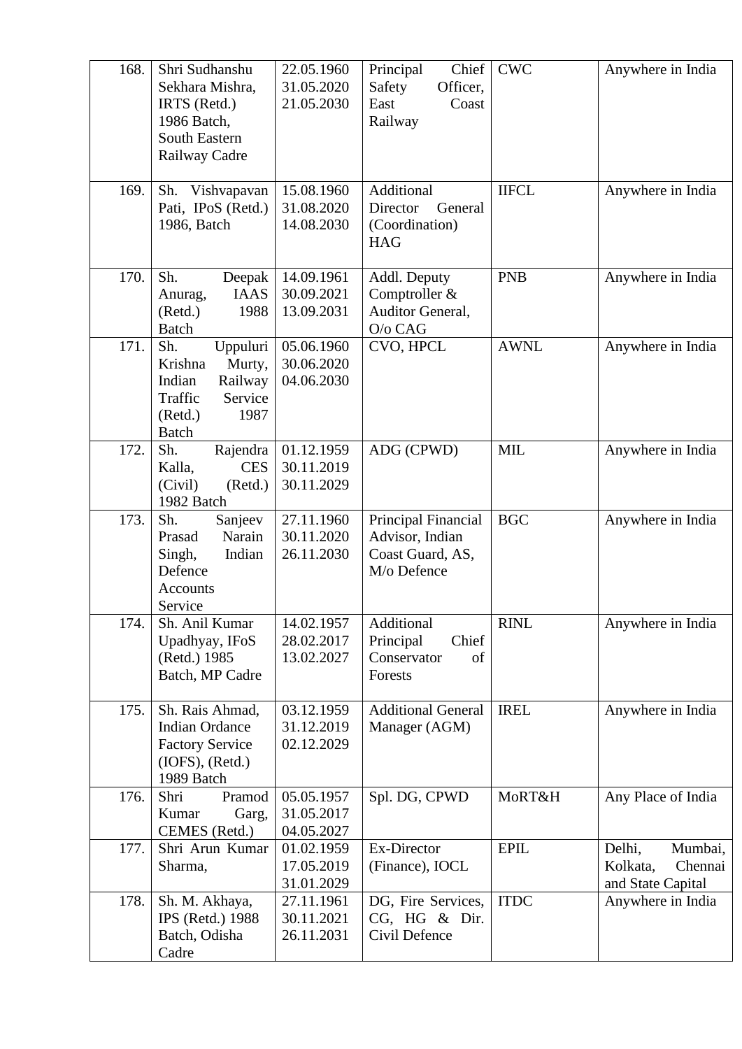| | | | | | |
|---|---|---|---|---|---|
| 168. | Shri Sudhanshu Sekhara Mishra, IRTS (Retd.) 1986 Batch, South Eastern Railway Cadre | 22.05.1960 31.05.2020 21.05.2030 | Principal Chief Safety Officer, East Coast Railway | CWC | Anywhere in India |
| 169. | Sh. Vishvapavan Pati, IPoS (Retd.) 1986, Batch | 15.08.1960 31.08.2020 14.08.2030 | Additional Director General (Coordination) HAG | IIFCL | Anywhere in India |
| 170. | Sh. Deepak Anurag, IAAS (Retd.) 1988 Batch | 14.09.1961 30.09.2021 13.09.2031 | Addl. Deputy Comptroller & Auditor General, O/o CAG | PNB | Anywhere in India |
| 171. | Sh. Uppuluri Krishna Murty, Indian Railway Traffic Service (Retd.) 1987 Batch | 05.06.1960 30.06.2020 04.06.2030 | CVO, HPCL | AWNL | Anywhere in India |
| 172. | Sh. Rajendra Kalla, CES (Civil) (Retd.) 1982 Batch | 01.12.1959 30.11.2019 30.11.2029 | ADG (CPWD) | MIL | Anywhere in India |
| 173. | Sh. Sanjeev Prasad Narain Singh, Indian Defence Accounts Service | 27.11.1960 30.11.2020 26.11.2030 | Principal Financial Advisor, Indian Coast Guard, AS, M/o Defence | BGC | Anywhere in India |
| 174. | Sh. Anil Kumar Upadhyay, IFoS (Retd.) 1985 Batch, MP Cadre | 14.02.1957 28.02.2017 13.02.2027 | Additional Principal Chief Conservator of Forests | RINL | Anywhere in India |
| 175. | Sh. Rais Ahmad, Indian Ordance Factory Service (IOFS), (Retd.) 1989 Batch | 03.12.1959 31.12.2019 02.12.2029 | Additional General Manager (AGM) | IREL | Anywhere in India |
| 176. | Shri Pramod Kumar Garg, CEMES (Retd.) | 05.05.1957 31.05.2017 04.05.2027 | Spl. DG, CPWD | MoRT&H | Any Place of India |
| 177. | Shri Arun Kumar Sharma, | 01.02.1959 17.05.2019 31.01.2029 | Ex-Director (Finance), IOCL | EPIL | Delhi, Mumbai, Kolkata, Chennai and State Capital |
| 178. | Sh. M. Akhaya, IPS (Retd.) 1988 Batch, Odisha Cadre | 27.11.1961 30.11.2021 26.11.2031 | DG, Fire Services, CG, HG & Dir. Civil Defence | ITDC | Anywhere in India |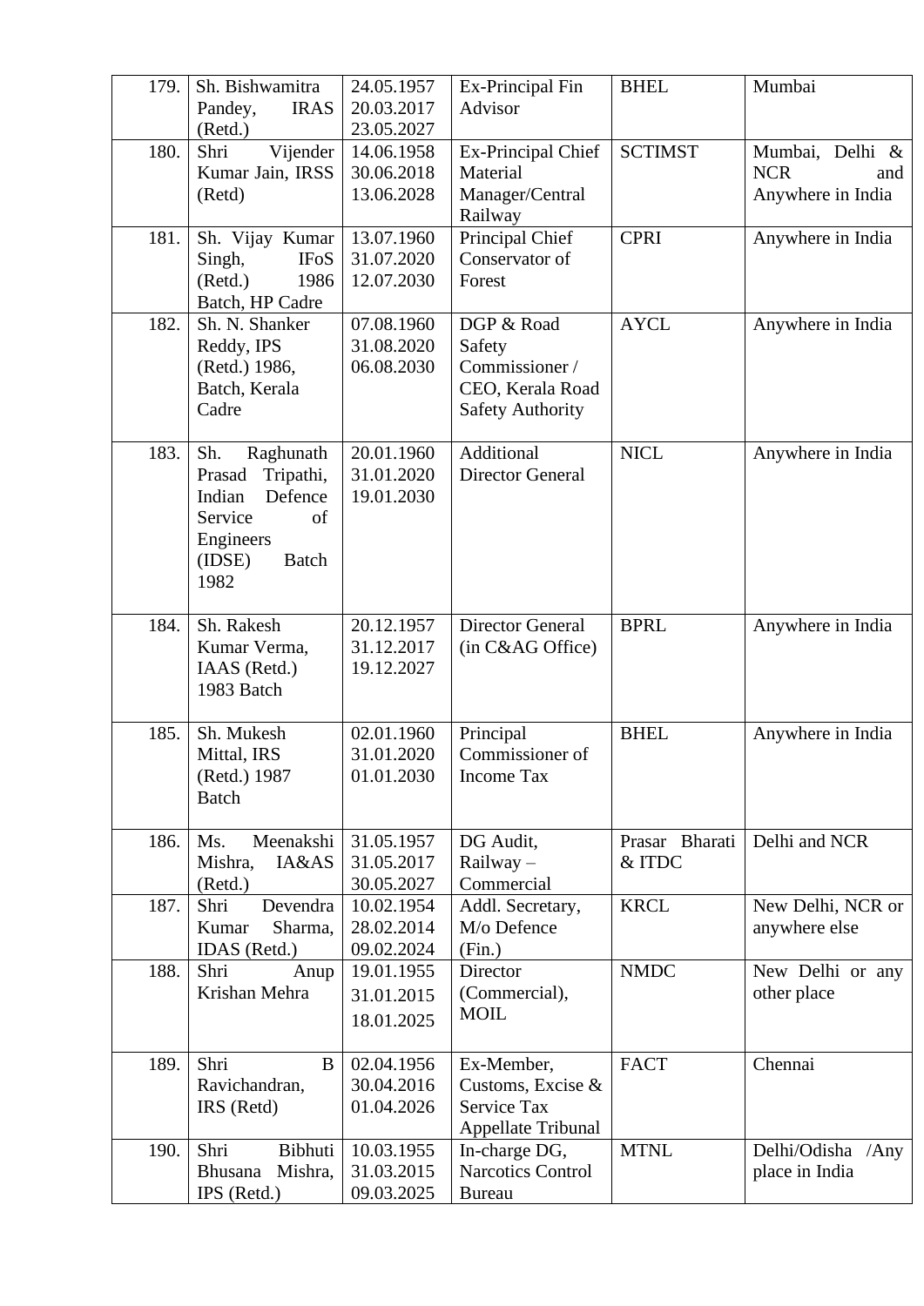| 179. | Sh. Bishwamitra Pandey, IRAS (Retd.) | 24.05.1957 20.03.2017 23.05.2027 | Ex-Principal Fin Advisor | BHEL | Mumbai |
|---|---|---|---|---|---|
| 180. | Shri Vijender Kumar Jain, IRSS (Retd) | 14.06.1958 30.06.2018 13.06.2028 | Ex-Principal Chief Material Manager/Central Railway | SCTIMST | Mumbai, Delhi & NCR and Anywhere in India |
| 181. | Sh. Vijay Kumar Singh, IFoS (Retd.) 1986 Batch, HP Cadre | 13.07.1960 31.07.2020 12.07.2030 | Principal Chief Conservator of Forest | CPRI | Anywhere in India |
| 182. | Sh. N. Shanker Reddy, IPS (Retd.) 1986, Batch, Kerala Cadre | 07.08.1960 31.08.2020 06.08.2030 | DGP & Road Safety Commissioner / CEO, Kerala Road Safety Authority | AYCL | Anywhere in India |
| 183. | Sh. Raghunath Prasad Tripathi, Indian Defence Service of Engineers (IDSE) Batch 1982 | 20.01.1960 31.01.2020 19.01.2030 | Additional Director General | NICL | Anywhere in India |
| 184. | Sh. Rakesh Kumar Verma, IAAS (Retd.) 1983 Batch | 20.12.1957 31.12.2017 19.12.2027 | Director General (in C&AG Office) | BPRL | Anywhere in India |
| 185. | Sh. Mukesh Mittal, IRS (Retd.) 1987 Batch | 02.01.1960 31.01.2020 01.01.2030 | Principal Commissioner of Income Tax | BHEL | Anywhere in India |
| 186. | Ms. Meenakshi Mishra, IA&AS (Retd.) | 31.05.1957 31.05.2017 30.05.2027 | DG Audit, Railway – Commercial | Prasar Bharati & ITDC | Delhi and NCR |
| 187. | Shri Devendra Kumar Sharma, IDAS (Retd.) | 10.02.1954 28.02.2014 09.02.2024 | Addl. Secretary, M/o Defence (Fin.) | KRCL | New Delhi, NCR or anywhere else |
| 188. | Shri Anup Krishan Mehra | 19.01.1955 31.01.2015 18.01.2025 | Director (Commercial), MOIL | NMDC | New Delhi or any other place |
| 189. | Shri B Ravichandran, IRS (Retd) | 02.04.1956 30.04.2016 01.04.2026 | Ex-Member, Customs, Excise & Service Tax Appellate Tribunal | FACT | Chennai |
| 190. | Shri Bibhuti Bhusana Mishra, IPS (Retd.) | 10.03.1955 31.03.2015 09.03.2025 | In-charge DG, Narcotics Control Bureau | MTNL | Delhi/Odisha /Any place in India |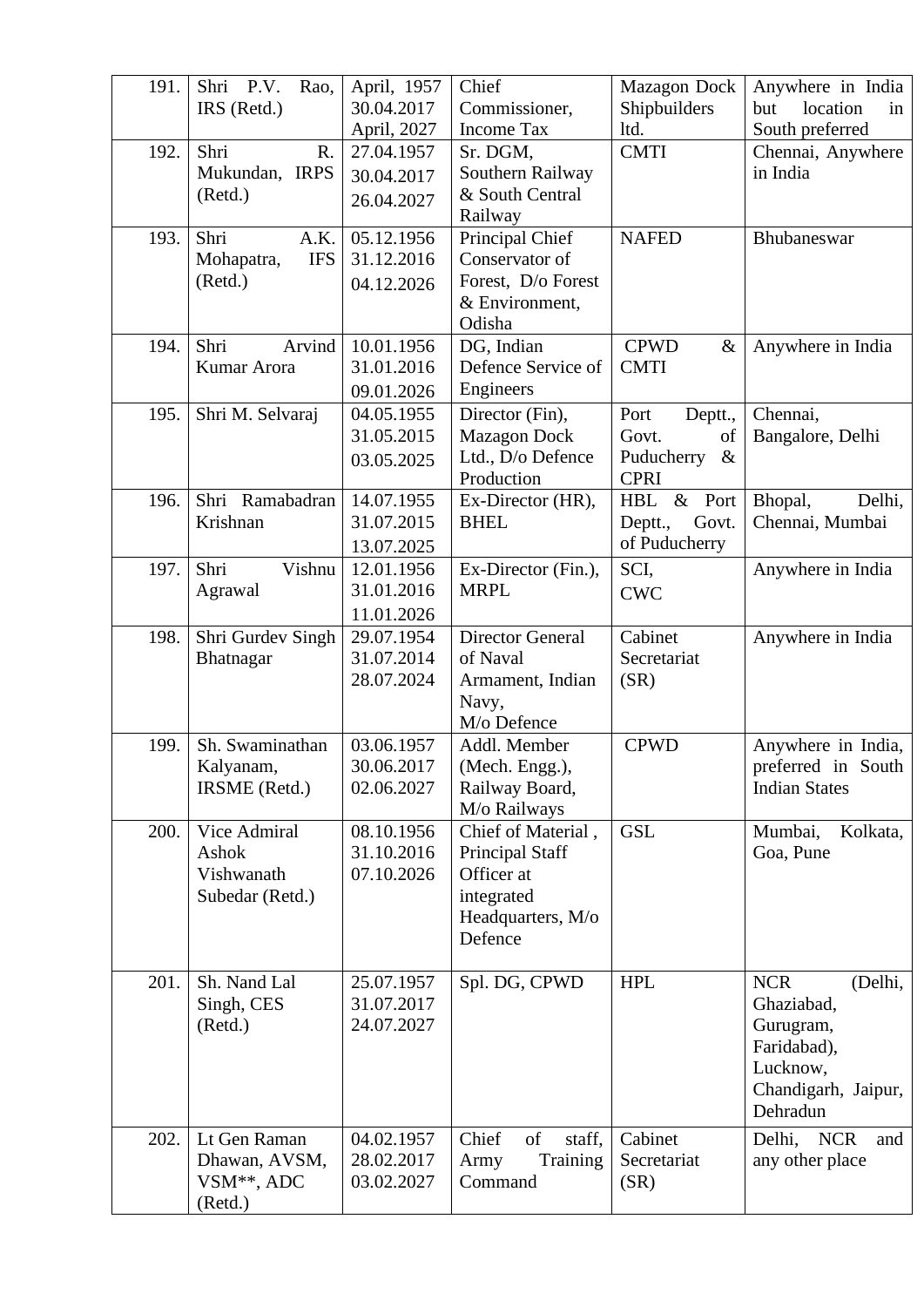| 191. | Shri P.V. Rao, IRS (Retd.) | April, 1957 30.04.2017 April, 2027 | Chief Commissioner, Income Tax | Mazagon Dock Shipbuilders ltd. | Anywhere in India but location in South preferred |
|---|---|---|---|---|---|
| 192. | Shri R. Mukundan, IRPS (Retd.) | 27.04.1957 30.04.2017 26.04.2027 | Sr. DGM, Southern Railway & South Central Railway | CMTI | Chennai, Anywhere in India |
| 193. | Shri A.K. Mohapatra, IFS (Retd.) | 05.12.1956 31.12.2016 04.12.2026 | Principal Chief Conservator of Forest, D/o Forest & Environment, Odisha | NAFED | Bhubaneswar |
| 194. | Shri Arvind Kumar Arora | 10.01.1956 31.01.2016 09.01.2026 | DG, Indian Defence Service of Engineers | CPWD & CMTI | Anywhere in India |
| 195. | Shri M. Selvaraj | 04.05.1955 31.05.2015 03.05.2025 | Director (Fin), Mazagon Dock Ltd., D/o Defence Production | Port Deptt., Govt. of Puducherry & CPRI | Chennai, Bangalore, Delhi |
| 196. | Shri Ramabadran Krishnan | 14.07.1955 31.07.2015 13.07.2025 | Ex-Director (HR), BHEL | HBL & Port Deptt., Govt. of Puducherry | Bhopal, Delhi, Chennai, Mumbai |
| 197. | Shri Vishnu Agrawal | 12.01.1956 31.01.2016 11.01.2026 | Ex-Director (Fin.), MRPL | SCI, CWC | Anywhere in India |
| 198. | Shri Gurdev Singh Bhatnagar | 29.07.1954 31.07.2014 28.07.2024 | Director General of Naval Armament, Indian Navy, M/o Defence | Cabinet Secretariat (SR) | Anywhere in India |
| 199. | Sh. Swaminathan Kalyanam, IRSME (Retd.) | 03.06.1957 30.06.2017 02.06.2027 | Addl. Member (Mech. Engg.), Railway Board, M/o Railways | CPWD | Anywhere in India, preferred in South Indian States |
| 200. | Vice Admiral Ashok Vishwanath Subedar (Retd.) | 08.10.1956 31.10.2016 07.10.2026 | Chief of Material , Principal Staff Officer at integrated Headquarters, M/o Defence | GSL | Mumbai, Kolkata, Goa, Pune |
| 201. | Sh. Nand Lal Singh, CES (Retd.) | 25.07.1957 31.07.2017 24.07.2027 | Spl. DG, CPWD | HPL | NCR (Delhi, Ghaziabad, Gurugram, Faridabad), Lucknow, Chandigarh, Jaipur, Dehradun |
| 202. | Lt Gen Raman Dhawan, AVSM, VSM**, ADC (Retd.) | 04.02.1957 28.02.2017 03.02.2027 | Chief of staff, Army Training Command | Cabinet Secretariat (SR) | Delhi, NCR and any other place |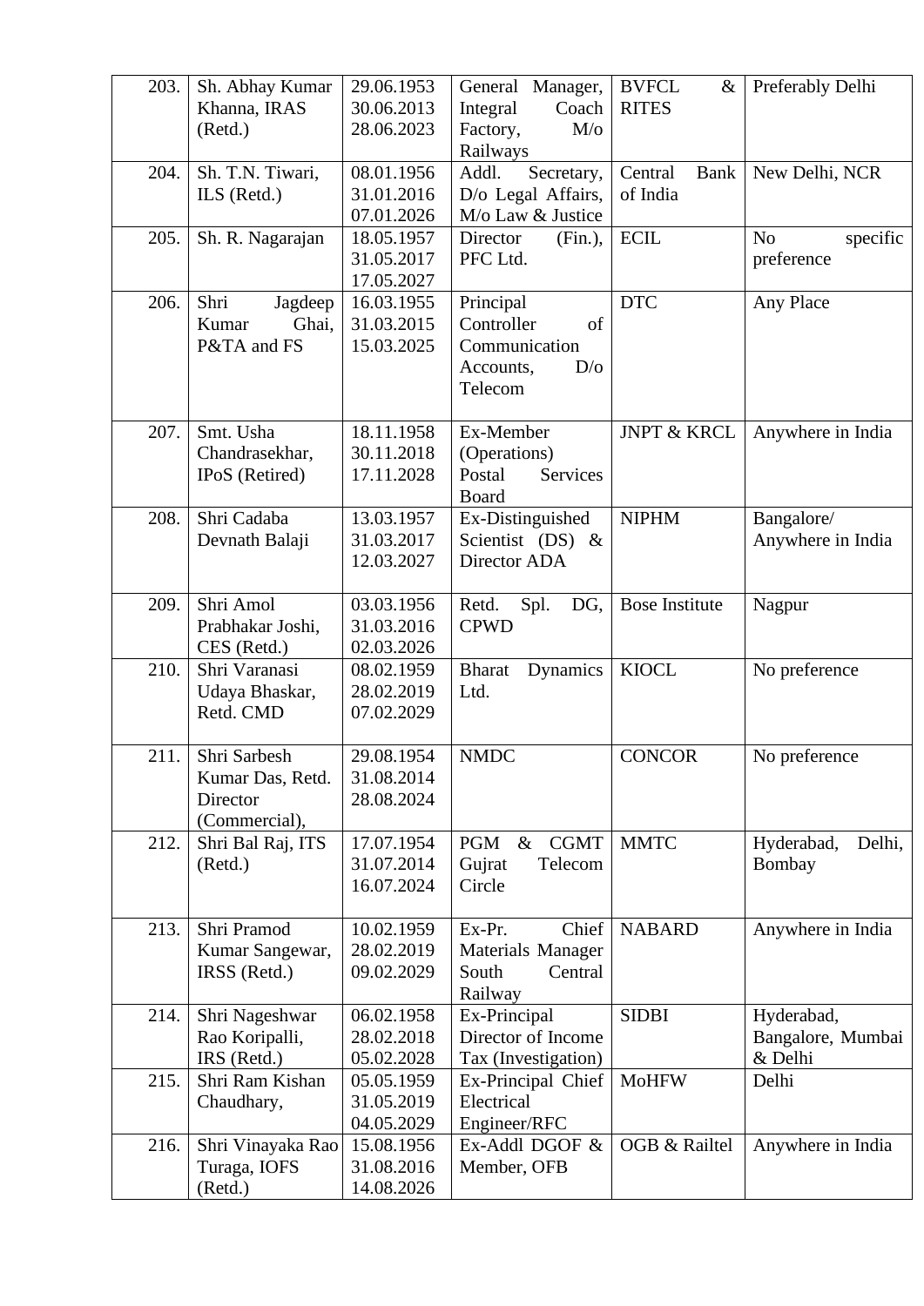| 203. | Sh. Abhay Kumar Khanna, IRAS (Retd.) | 29.06.1953 30.06.2013 28.06.2023 | General Manager, Integral Coach Factory, M/o Railways | BVFCL & RITES | Preferably Delhi |
|---|---|---|---|---|---|
| 204. | Sh. T.N. Tiwari, ILS (Retd.) | 08.01.1956 31.01.2016 07.01.2026 | Addl. Secretary, D/o Legal Affairs, M/o Law & Justice | Central Bank of India | New Delhi, NCR |
| 205. | Sh. R. Nagarajan | 18.05.1957 31.05.2017 17.05.2027 | Director (Fin.), PFC Ltd. | ECIL | No specific preference |
| 206. | Shri Jagdeep Kumar Ghai, P&TA and FS | 16.03.1955 31.03.2015 15.03.2025 | Principal Controller of Communication Accounts, D/o Telecom | DTC | Any Place |
| 207. | Smt. Usha Chandrasekhar, IPoS (Retired) | 18.11.1958 30.11.2018 17.11.2028 | Ex-Member (Operations) Postal Services Board | JNPT & KRCL | Anywhere in India |
| 208. | Shri Cadaba Devnath Balaji | 13.03.1957 31.03.2017 12.03.2027 | Ex-Distinguished Scientist (DS) & Director ADA | NIPHM | Bangalore/ Anywhere in India |
| 209. | Shri Amol Prabhakar Joshi, CES (Retd.) | 03.03.1956 31.03.2016 02.03.2026 | Retd. Spl. DG, CPWD | Bose Institute | Nagpur |
| 210. | Shri Varanasi Udaya Bhaskar, Retd. CMD | 08.02.1959 28.02.2019 07.02.2029 | Bharat Dynamics Ltd. | KIOCL | No preference |
| 211. | Shri Sarbesh Kumar Das, Retd. Director (Commercial), | 29.08.1954 31.08.2014 28.08.2024 | NMDC | CONCOR | No preference |
| 212. | Shri Bal Raj, ITS (Retd.) | 17.07.1954 31.07.2014 16.07.2024 | PGM & CGMT Gujrat Telecom Circle | MMTC | Hyderabad, Delhi, Bombay |
| 213. | Shri Pramod Kumar Sangewar, IRSS (Retd.) | 10.02.1959 28.02.2019 09.02.2029 | Ex-Pr. Chief Materials Manager South Central Railway | NABARD | Anywhere in India |
| 214. | Shri Nageshwar Rao Koripalli, IRS (Retd.) | 06.02.1958 28.02.2018 05.02.2028 | Ex-Principal Director of Income Tax (Investigation) | SIDBI | Hyderabad, Bangalore, Mumbai & Delhi |
| 215. | Shri Ram Kishan Chaudhary, | 05.05.1959 31.05.2019 04.05.2029 | Ex-Principal Chief Electrical Engineer/RFC | MoHFW | Delhi |
| 216. | Shri Vinayaka Rao Turaga, IOFS (Retd.) | 15.08.1956 31.08.2016 14.08.2026 | Ex-Addl DGOF & Member, OFB | OGB & Railtel | Anywhere in India |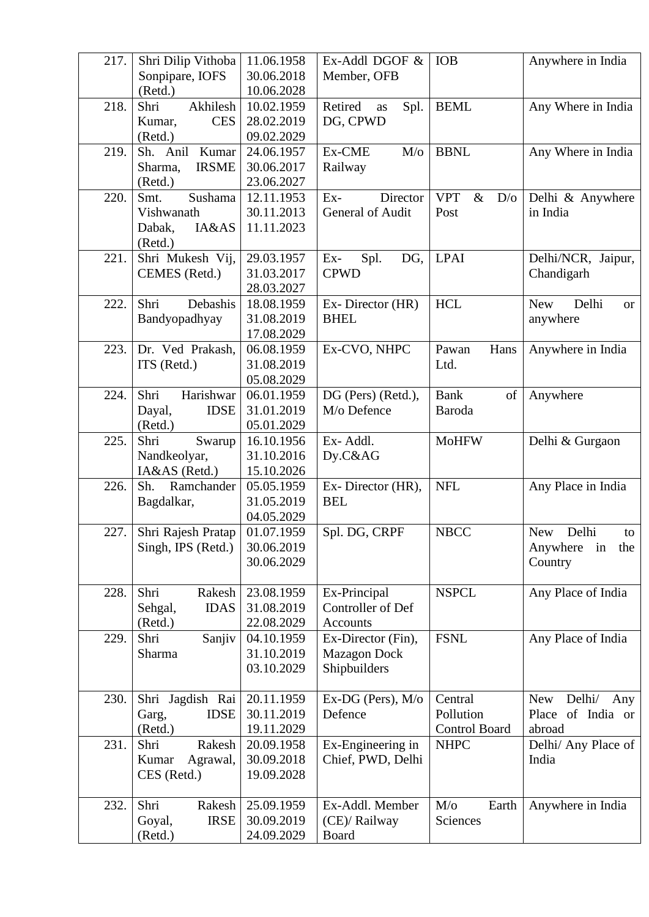| 217. | Shri Dilip Vithoba Sonpipare, IOFS (Retd.) | 11.06.1958 30.06.2018 10.06.2028 | Ex-Addl DGOF & Member, OFB | IOB | Anywhere in India |
|---|---|---|---|---|---|
| 218. | Shri Akhilesh Kumar, CES (Retd.) | 10.02.1959 28.02.2019 09.02.2029 | Retired as Spl. DG, CPWD | BEML | Any Where in India |
| 219. | Sh. Anil Kumar Sharma, IRSME (Retd.) | 24.06.1957 30.06.2017 23.06.2027 | Ex-CME M/o Railway | BBNL | Any Where in India |
| 220. | Smt. Sushama Vishwanath Dabak, IA&AS (Retd.) | 12.11.1953 30.11.2013 11.11.2023 | Ex- Director General of Audit | VPT & D/o Post | Delhi & Anywhere in India |
| 221. | Shri Mukesh Vij, CEMES (Retd.) | 29.03.1957 31.03.2017 28.03.2027 | Ex- Spl. DG, CPWD | LPAI | Delhi/NCR, Jaipur, Chandigarh |
| 222. | Shri Debashis Bandyopadhyay | 18.08.1959 31.08.2019 17.08.2029 | Ex- Director (HR) BHEL | HCL | New Delhi or anywhere |
| 223. | Dr. Ved Prakash, ITS (Retd.) | 06.08.1959 31.08.2019 05.08.2029 | Ex-CVO, NHPC | Pawan Hans Ltd. | Anywhere in India |
| 224. | Shri Harishwar Dayal, IDSE (Retd.) | 06.01.1959 31.01.2019 05.01.2029 | DG (Pers) (Retd.), M/o Defence | Bank of Baroda | Anywhere |
| 225. | Shri Swarup Nandkeolyar, IA&AS (Retd.) | 16.10.1956 31.10.2016 15.10.2026 | Ex- Addl. Dy.C&AG | MoHFW | Delhi & Gurgaon |
| 226. | Sh. Ramchander Bagdalkar, | 05.05.1959 31.05.2019 04.05.2029 | Ex- Director (HR), BEL | NFL | Any Place in India |
| 227. | Shri Rajesh Pratap Singh, IPS (Retd.) | 01.07.1959 30.06.2019 30.06.2029 | Spl. DG, CRPF | NBCC | New Delhi to Anywhere in the Country |
| 228. | Shri Rakesh Sehgal, IDAS (Retd.) | 23.08.1959 31.08.2019 22.08.2029 | Ex-Principal Controller of Def Accounts | NSPCL | Any Place of India |
| 229. | Shri Sanjiv Sharma | 04.10.1959 31.10.2019 03.10.2029 | Ex-Director (Fin), Mazagon Dock Shipbuilders | FSNL | Any Place of India |
| 230. | Shri Jagdish Rai Garg, IDSE (Retd.) | 20.11.1959 30.11.2019 19.11.2029 | Ex-DG (Pers), M/o Defence | Central Pollution Control Board | New Delhi/ Any Place of India or abroad |
| 231. | Shri Rakesh Kumar Agrawal, CES (Retd.) | 20.09.1958 30.09.2018 19.09.2028 | Ex-Engineering in Chief, PWD, Delhi | NHPC | Delhi/ Any Place of India |
| 232. | Shri Rakesh Goyal, IRSE (Retd.) | 25.09.1959 30.09.2019 24.09.2029 | Ex-Addl. Member (CE)/ Railway Board | M/o Earth Sciences | Anywhere in India |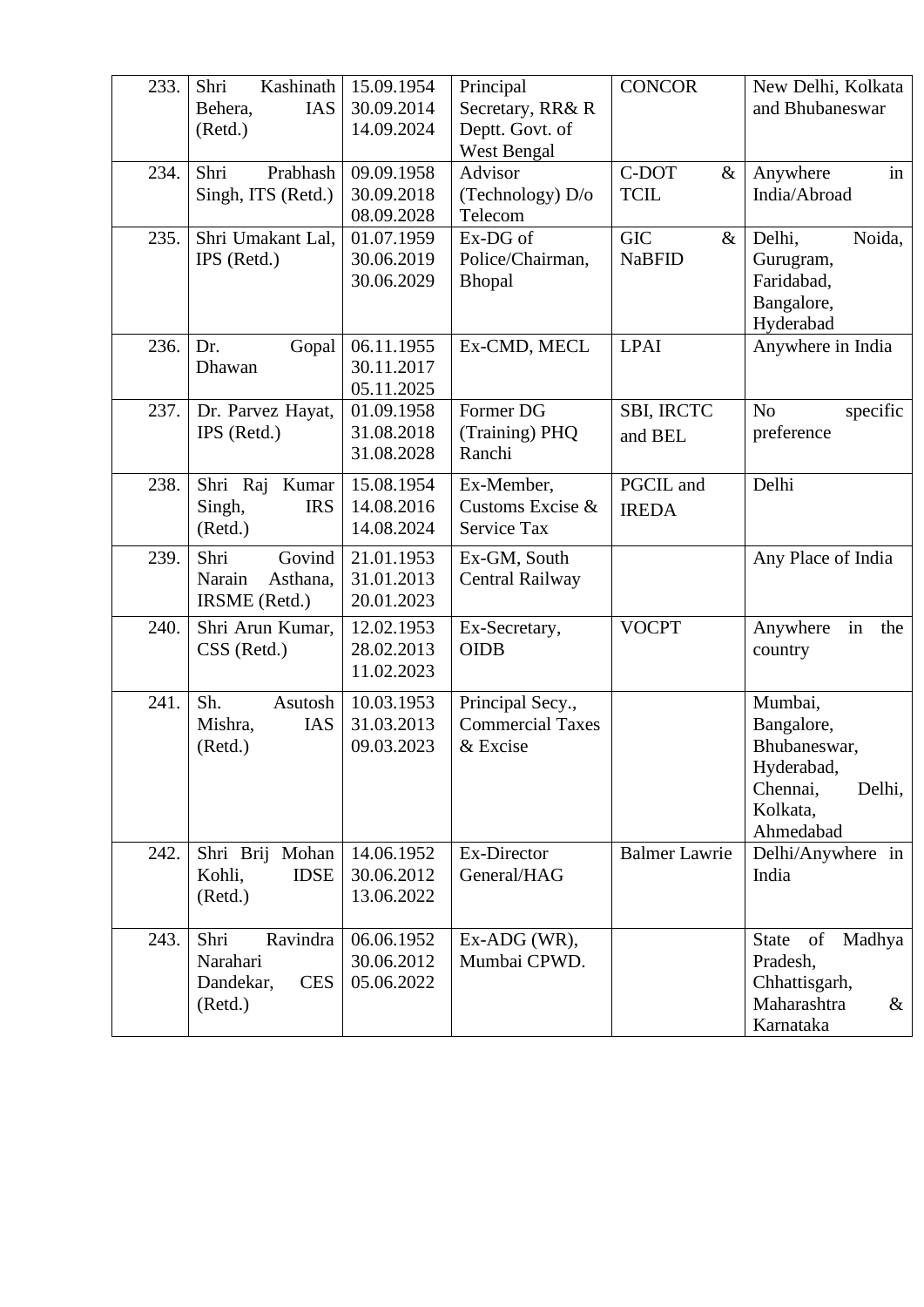| | | | | | |
|---|---|---|---|---|---|
| 233. | Shri Kashinath Behera, IAS (Retd.) | 15.09.1954 30.09.2014 14.09.2024 | Principal Secretary, RR& R Deptt. Govt. of West Bengal | CONCOR | New Delhi, Kolkata and Bhubaneswar |
| 234. | Shri Prabhash Singh, ITS (Retd.) | 09.09.1958 30.09.2018 08.09.2028 | Advisor (Technology) D/o Telecom | C-DOT & TCIL | Anywhere in India/Abroad |
| 235. | Shri Umakant Lal, IPS (Retd.) | 01.07.1959 30.06.2019 30.06.2029 | Ex-DG of Police/Chairman, Bhopal | GIC & NaBFID | Delhi, Noida, Gurugram, Faridabad, Bangalore, Hyderabad |
| 236. | Dr. Gopal Dhawan | 06.11.1955 30.11.2017 05.11.2025 | Ex-CMD, MECL | LPAI | Anywhere in India |
| 237. | Dr. Parvez Hayat, IPS (Retd.) | 01.09.1958 31.08.2018 31.08.2028 | Former DG (Training) PHQ Ranchi | SBI, IRCTC and BEL | No specific preference |
| 238. | Shri Raj Kumar Singh, IRS (Retd.) | 15.08.1954 14.08.2016 14.08.2024 | Ex-Member, Customs Excise & Service Tax | PGCIL and IREDA | Delhi |
| 239. | Shri Govind Narain Asthana, IRSME (Retd.) | 21.01.1953 31.01.2013 20.01.2023 | Ex-GM, South Central Railway | | Any Place of India |
| 240. | Shri Arun Kumar, CSS (Retd.) | 12.02.1953 28.02.2013 11.02.2023 | Ex-Secretary, OIDB | VOCPT | Anywhere in the country |
| 241. | Sh. Asutosh Mishra, IAS (Retd.) | 10.03.1953 31.03.2013 09.03.2023 | Principal Secy., Commercial Taxes & Excise | | Mumbai, Bangalore, Bhubaneswar, Hyderabad, Chennai, Delhi, Kolkata, Ahmedabad |
| 242. | Shri Brij Mohan Kohli, IDSE (Retd.) | 14.06.1952 30.06.2012 13.06.2022 | Ex-Director General/HAG | Balmer Lawrie | Delhi/Anywhere in India |
| 243. | Shri Ravindra Narahari Dandekar, CES (Retd.) | 06.06.1952 30.06.2012 05.06.2022 | Ex-ADG (WR), Mumbai CPWD. | | State of Madhya Pradesh, Chhattisgarh, Maharashtra & Karnataka |